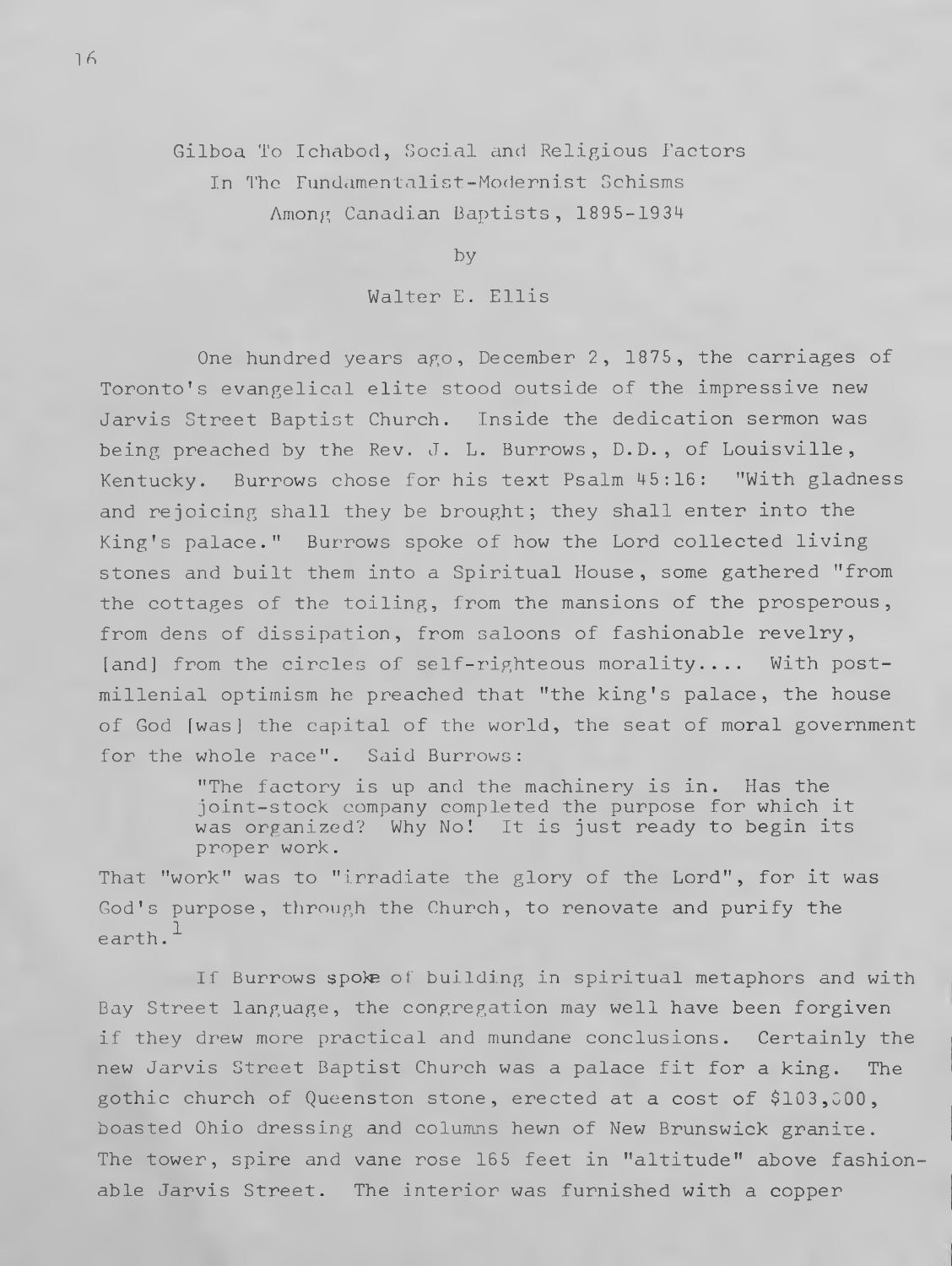# Gilboa To Ichabod, Social and Religious Factors In The Fundamentalist-Modernist Schisms Among Canadian Baptists, 1895-1934

by

Walter E. Ellis

One hundred years ago, December 2, 1875, the carriages of Toronto's evangelical elite stood outside of the impressive new Jarvis Street Baptist Church. Inside the dedication sermon was being preached by the Rev. J. L. Burrows, D.D., of Louisville, Kentucky. Burrows chose for his text Psalm 45:16: "With gladness and rejoicing shall they be brought; they shall enter into the King's palace." Burrows spoke of how the Lord collected living stones and built them into a Spiritual House, some gathered "from the cottages of the toiling, from the mansions of the prosperous, from dens of dissipation, from saloons of fashionable revelry, [and] from the circles of self-righteous morality.... With post-millenial optimism he preached that "the king's palace, the house of God [was] the capital of the world, the seat of moral government for the whole race". Said Burrows:

> "The factory is up and the machinery is in. Has the joint-stock company completed the purpose for which it was organized? Why No! It is just ready to begin its proper work.

That "work" was to "irradiate the glory of the Lord", for it was God's purpose, through the Church, to renovate and purify the earth.[1]

If Burrows spoke of building in spiritual metaphors and with Bay Street language, the congregation may well have been forgiven if they drew more practical and mundane conclusions. Certainly the new Jarvis Street Baptist Church was a palace fit for a king. The gothic church of Queenston stone, erected at a cost of $103,000, boasted Ohio dressing and columns hewn of New Brunswick granite. The tower, spire and vane rose 165 feet in "altitude" above fashionable Jarvis Street. The interior was furnished with a copper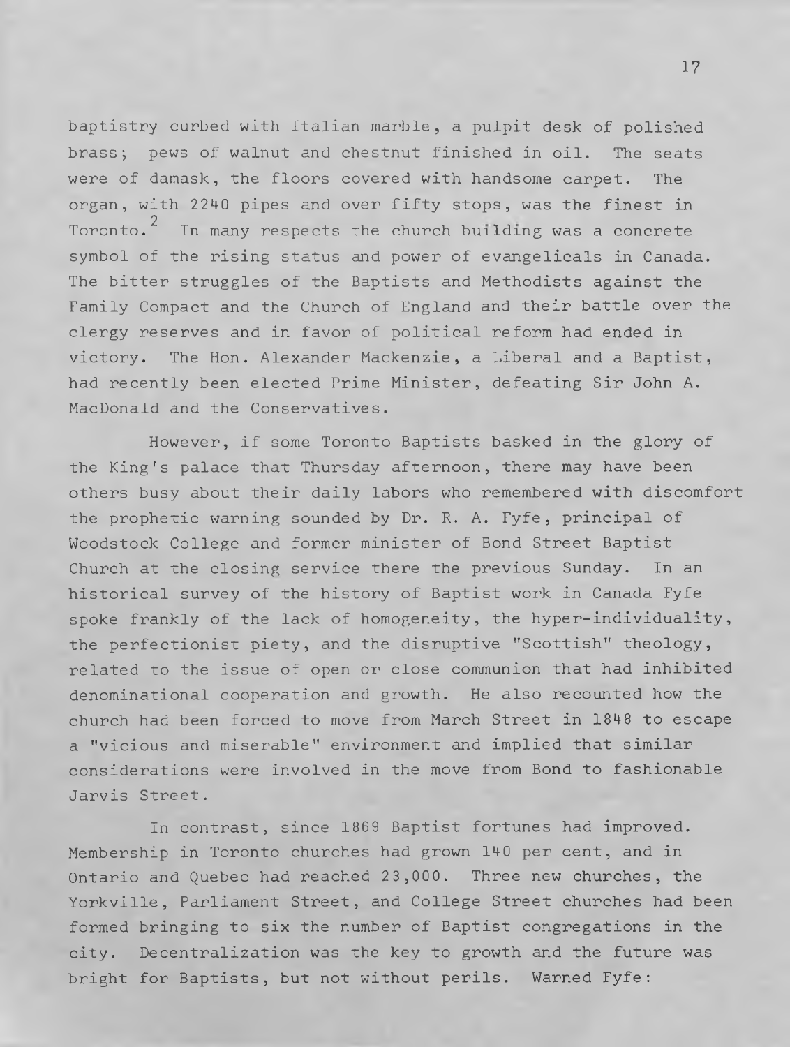baptistry curbed with Italian marble, a pulpit desk of polished brass; pews of walnut and chestnut finished in oil. The seats were of damask, the floors covered with handsome carpet. The organ, with 2240 pipes and over fifty stops, was the finest in Toronto.[2] In many respects the church building was a concrete symbol of the rising status and power of evangelicals in Canada. The bitter struggles of the Baptists and Methodists against the Family Compact and the Church of England and their battle over the clergy reserves and in favor of political reform had ended in victory. The Hon. Alexander Mackenzie, a Liberal and a Baptist, had recently been elected Prime Minister, defeating Sir John A. MacDonald and the Conservatives.

However, if some Toronto Baptists basked in the glory of the King's palace that Thursday afternoon, there may have been others busy about their daily labors who remembered with discomfort the prophetic warning sounded by Dr. R. A. Fyfe, principal of Woodstock College and former minister of Bond Street Baptist Church at the closing service there the previous Sunday. In an historical survey of the history of Baptist work in Canada Fyfe spoke frankly of the lack of homogeneity, the hyper-individuality, the perfectionist piety, and the disruptive "Scottish" theology, related to the issue of open or close communion that had inhibited denominational cooperation and growth. He also recounted how the church had been forced to move from March Street in 1848 to escape a "vicious and miserable" environment and implied that similar considerations were involved in the move from Bond to fashionable Jarvis Street.

In contrast, since 1869 Baptist fortunes had improved. Membership in Toronto churches had grown 140 per cent, and in Ontario and Quebec had reached 23,000. Three new churches, the Yorkville, Parliament Street, and College Street churches had been formed bringing to six the number of Baptist congregations in the city. Decentralization was the key to growth and the future was bright for Baptists, but not without perils. Warned Fyfe: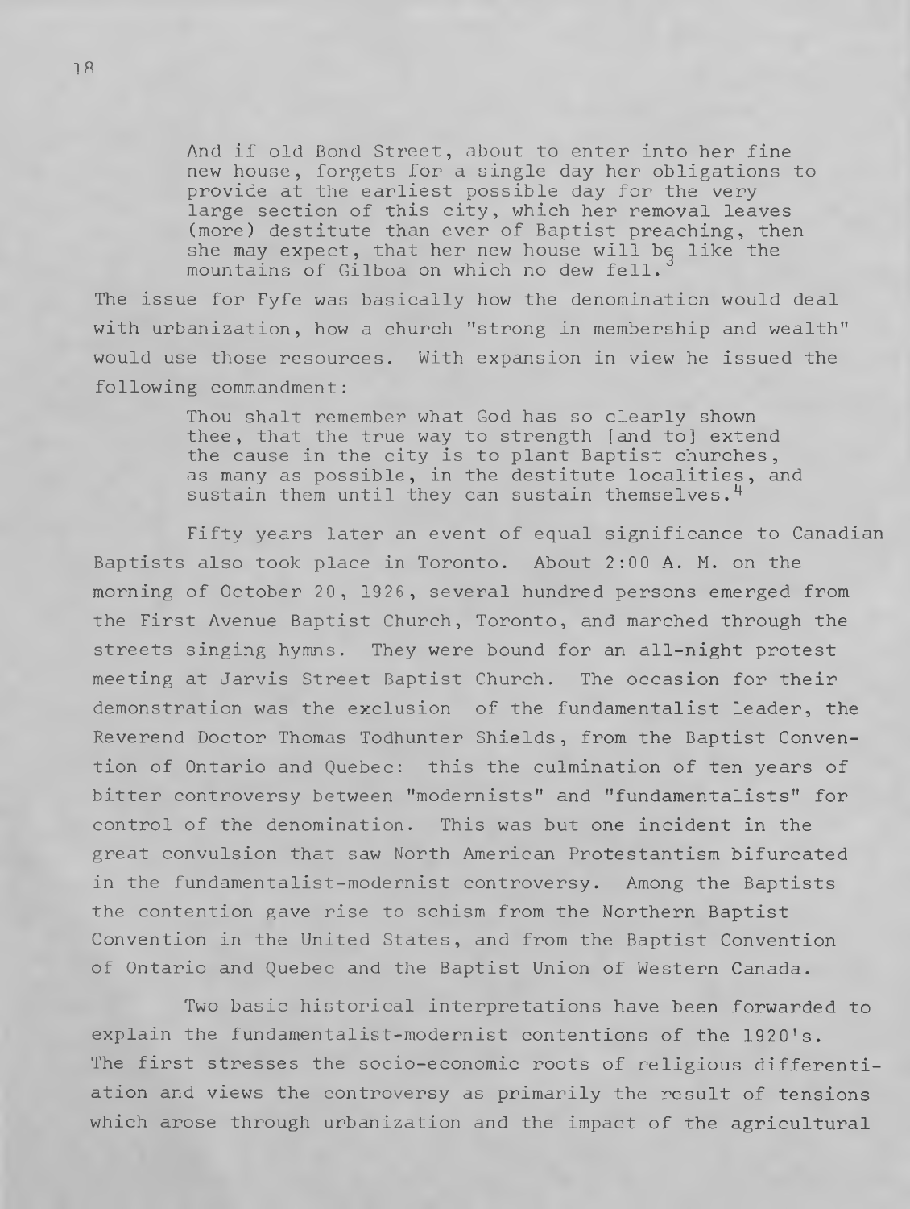> And if old Bond Street, about to enter into her fine new house, forgets for a single day her obligations to provide at the earliest possible day for the very large section of this city, which her removal leaves (more) destitute than ever of Baptist preaching, then she may expect, that her new house will be like the mountains of Gilboa on which no dew fell.[3]

The issue for Fyfe was basically how the denomination would deal with urbanization, how a church "strong in membership and wealth" would use those resources. With expansion in view he issued the following commandment:

> Thou shalt remember what God has so clearly shown thee, that the true way to strength [and to] extend the cause in the city is to plant Baptist churches, as many as possible, in the destitute localities, and sustain them until they can sustain themselves.[4]

Fifty years later an event of equal significance to Canadian Baptists also took place in Toronto. About 2:00 A. M. on the morning of October 20, 1926, several hundred persons emerged from the First Avenue Baptist Church, Toronto, and marched through the streets singing hymns. They were bound for an all-night protest meeting at Jarvis Street Baptist Church. The occasion for their demonstration was the exclusion of the fundamentalist leader, the Reverend Doctor Thomas Todhunter Shields, from the Baptist Convention of Ontario and Quebec: this the culmination of ten years of bitter controversy between "modernists" and "fundamentalists" for control of the denomination. This was but one incident in the great convulsion that saw North American Protestantism bifurcated in the fundamentalist-modernist controversy. Among the Baptists the contention gave rise to schism from the Northern Baptist Convention in the United States, and from the Baptist Convention of Ontario and Quebec and the Baptist Union of Western Canada.

Two basic historical interpretations have been forwarded to explain the fundamentalist-modernist contentions of the 1920's. The first stresses the socio-economic roots of religious differentiation and views the controversy as primarily the result of tensions which arose through urbanization and the impact of the agricultural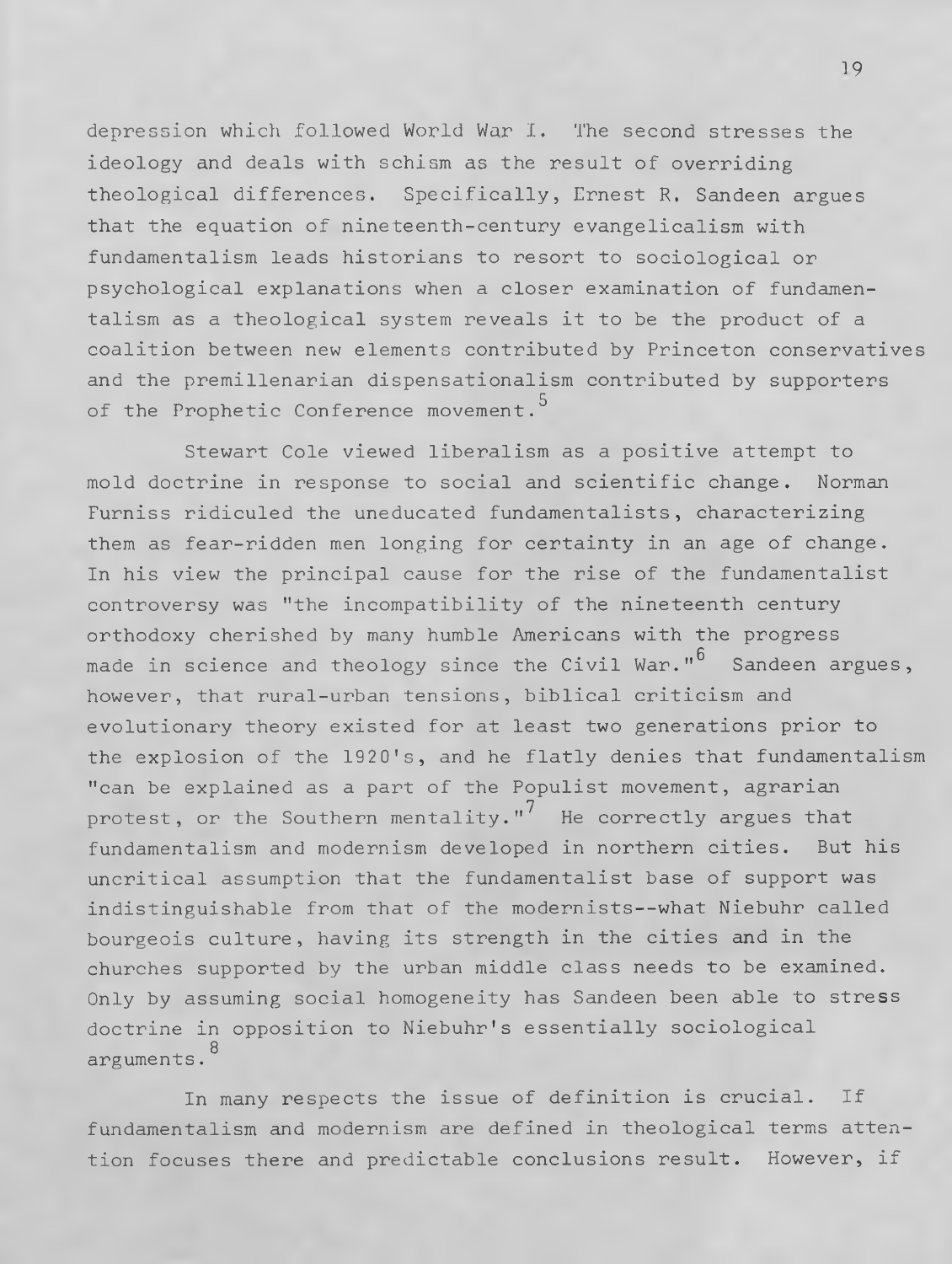depression which followed World War I. The second stresses the ideology and deals with schism as the result of overriding theological differences. Specifically, Ernest R. Sandeen argues that the equation of nineteenth-century evangelicalism with fundamentalism leads historians to resort to sociological or psychological explanations when a closer examination of fundamentalism as a theological system reveals it to be the product of a coalition between new elements contributed by Princeton conservatives and the premillenarian dispensationalism contributed by supporters of the Prophetic Conference movement.[5]

Stewart Cole viewed liberalism as a positive attempt to mold doctrine in response to social and scientific change. Norman Furniss ridiculed the uneducated fundamentalists, characterizing them as fear-ridden men longing for certainty in an age of change. In his view the principal cause for the rise of the fundamentalist controversy was "the incompatibility of the nineteenth century orthodoxy cherished by many humble Americans with the progress made in science and theology since the Civil War."[6] Sandeen argues, however, that rural-urban tensions, biblical criticism and evolutionary theory existed for at least two generations prior to the explosion of the 1920's, and he flatly denies that fundamentalism "can be explained as a part of the Populist movement, agrarian protest, or the Southern mentality."[7] He correctly argues that fundamentalism and modernism developed in northern cities. But his uncritical assumption that the fundamentalist base of support was indistinguishable from that of the modernists--what Niebuhr called bourgeois culture, having its strength in the cities and in the churches supported by the urban middle class needs to be examined. Only by assuming social homogeneity has Sandeen been able to stress doctrine in opposition to Niebuhr's essentially sociological arguments.[8]

In many respects the issue of definition is crucial. If fundamentalism and modernism are defined in theological terms attention focuses there and predictable conclusions result. However, if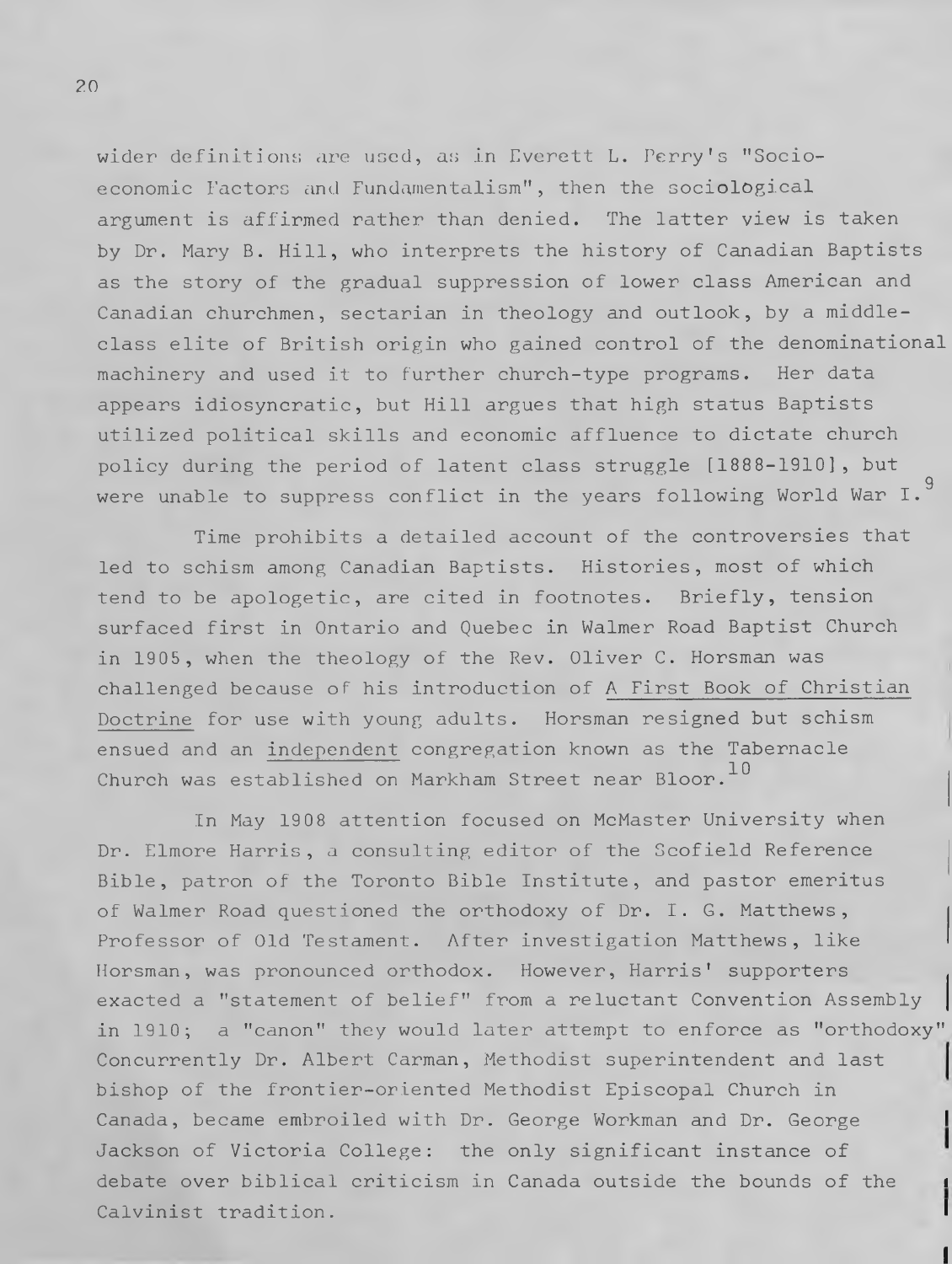wider definitions are used, as in Everett L. Perry's "Socio-economic Factors and Fundamentalism", then the sociological argument is affirmed rather than denied. The latter view is taken by Dr. Mary B. Hill, who interprets the history of Canadian Baptists as the story of the gradual suppression of lower class American and Canadian churchmen, sectarian in theology and outlook, by a middle-class elite of British origin who gained control of the denominational machinery and used it to further church-type programs. Her data appears idiosyncratic, but Hill argues that high status Baptists utilized political skills and economic affluence to dictate church policy during the period of latent class struggle [1888-1910], but were unable to suppress conflict in the years following World War I.[9]

Time prohibits a detailed account of the controversies that led to schism among Canadian Baptists. Histories, most of which tend to be apologetic, are cited in footnotes. Briefly, tension surfaced first in Ontario and Quebec in Walmer Road Baptist Church in 1905, when the theology of the Rev. Oliver C. Horsman was challenged because of his introduction of <u>A First Book of Christian Doctrine</u> for use with young adults. Horsman resigned but schism ensued and an <u>independent</u> congregation known as the Tabernacle Church was established on Markham Street near Bloor.[10]

In May 1908 attention focused on McMaster University when Dr. Elmore Harris, a consulting editor of the Scofield Reference Bible, patron of the Toronto Bible Institute, and pastor emeritus of Walmer Road questioned the orthodoxy of Dr. I. G. Matthews, Professor of Old Testament. After investigation Matthews, like Horsman, was pronounced orthodox. However, Harris' supporters exacted a "statement of belief" from a reluctant Convention Assembly in 1910; a "canon" they would later attempt to enforce as "orthodoxy" Concurrently Dr. Albert Carman, Methodist superintendent and last bishop of the frontier-oriented Methodist Episcopal Church in Canada, became embroiled with Dr. George Workman and Dr. George Jackson of Victoria College: the only significant instance of debate over biblical criticism in Canada outside the bounds of the Calvinist tradition.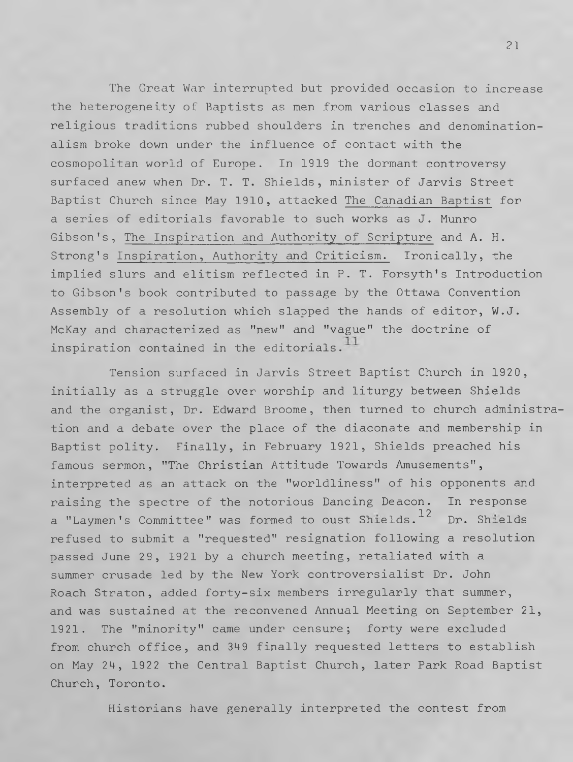The Great War interrupted but provided occasion to increase the heterogeneity of Baptists as men from various classes and religious traditions rubbed shoulders in trenches and denominationalism broke down under the influence of contact with the cosmopolitan world of Europe. In 1919 the dormant controversy surfaced anew when Dr. T. T. Shields, minister of Jarvis Street Baptist Church since May 1910, attacked The Canadian Baptist for a series of editorials favorable to such works as J. Munro Gibson's, The Inspiration and Authority of Scripture and A. H. Strong's Inspiration, Authority and Criticism. Ironically, the implied slurs and elitism reflected in P. T. Forsyth's Introduction to Gibson's book contributed to passage by the Ottawa Convention Assembly of a resolution which slapped the hands of editor, W.J. McKay and characterized as "new" and "vague" the doctrine of inspiration contained in the editorials.[11]

Tension surfaced in Jarvis Street Baptist Church in 1920, initially as a struggle over worship and liturgy between Shields and the organist, Dr. Edward Broome, then turned to church administration and a debate over the place of the diaconate and membership in Baptist polity. Finally, in February 1921, Shields preached his famous sermon, "The Christian Attitude Towards Amusements", interpreted as an attack on the "worldliness" of his opponents and raising the spectre of the notorious Dancing Deacon. In response a "Laymen's Committee" was formed to oust Shields.[12] Dr. Shields refused to submit a "requested" resignation following a resolution passed June 29, 1921 by a church meeting, retaliated with a summer crusade led by the New York controversialist Dr. John Roach Straton, added forty-six members irregularly that summer, and was sustained at the reconvened Annual Meeting on September 21, 1921. The "minority" came under censure; forty were excluded from church office, and 349 finally requested letters to establish on May 24, 1922 the Central Baptist Church, later Park Road Baptist Church, Toronto.

Historians have generally interpreted the contest from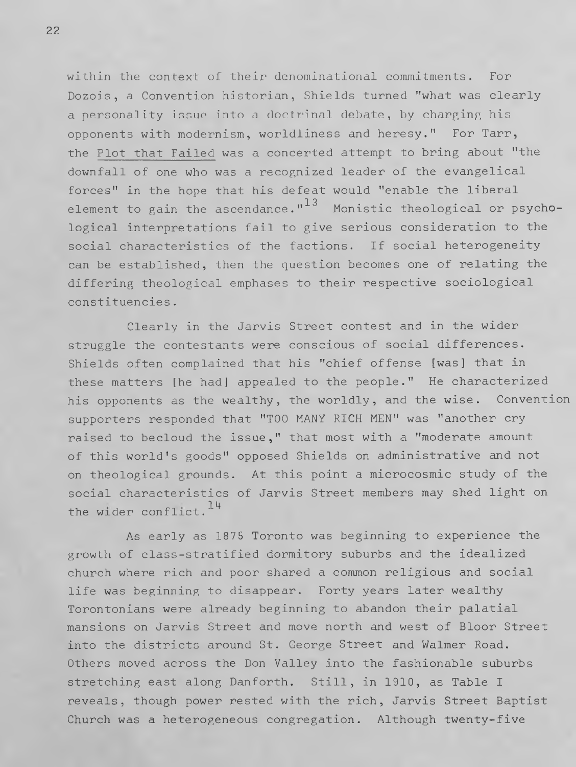within the context of their denominational commitments. For Dozois, a Convention historian, Shields turned "what was clearly a personality issue into a doctrinal debate, by charging his opponents with modernism, worldliness and heresy." For Tarr, the Plot that Failed was a concerted attempt to bring about "the downfall of one who was a recognized leader of the evangelical forces" in the hope that his defeat would "enable the liberal element to gain the ascendance."[13] Monistic theological or psychological interpretations fail to give serious consideration to the social characteristics of the factions. If social heterogeneity can be established, then the question becomes one of relating the differing theological emphases to their respective sociological constituencies.

Clearly in the Jarvis Street contest and in the wider struggle the contestants were conscious of social differences. Shields often complained that his "chief offense [was] that in these matters [he had] appealed to the people." He characterized his opponents as the wealthy, the worldly, and the wise. Convention supporters responded that "TOO MANY RICH MEN" was "another cry raised to becloud the issue," that most with a "moderate amount of this world's goods" opposed Shields on administrative and not on theological grounds. At this point a microcosmic study of the social characteristics of Jarvis Street members may shed light on the wider conflict.[14]

As early as 1875 Toronto was beginning to experience the growth of class-stratified dormitory suburbs and the idealized church where rich and poor shared a common religious and social life was beginning to disappear. Forty years later wealthy Torontonians were already beginning to abandon their palatial mansions on Jarvis Street and move north and west of Bloor Street into the districts around St. George Street and Walmer Road. Others moved across the Don Valley into the fashionable suburbs stretching east along Danforth. Still, in 1910, as Table I reveals, though power rested with the rich, Jarvis Street Baptist Church was a heterogeneous congregation. Although twenty-five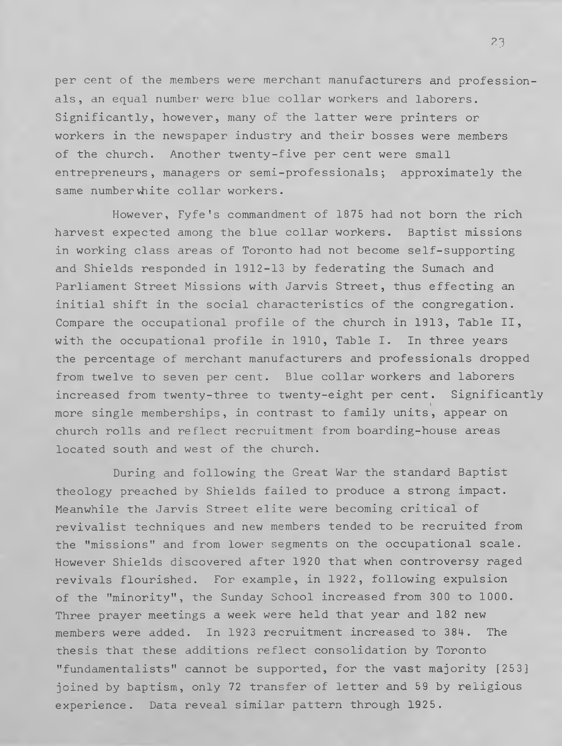per cent of the members were merchant manufacturers and professionals, an equal number were blue collar workers and laborers. Significantly, however, many of the latter were printers or workers in the newspaper industry and their bosses were members of the church. Another twenty-five per cent were small entrepreneurs, managers or semi-professionals; approximately the same number white collar workers.

However, Fyfe's commandment of 1875 had not born the rich harvest expected among the blue collar workers. Baptist missions in working class areas of Toronto had not become self-supporting and Shields responded in 1912-13 by federating the Sumach and Parliament Street Missions with Jarvis Street, thus effecting an initial shift in the social characteristics of the congregation. Compare the occupational profile of the church in 1913, Table II, with the occupational profile in 1910, Table I. In three years the percentage of merchant manufacturers and professionals dropped from twelve to seven per cent. Blue collar workers and laborers increased from twenty-three to twenty-eight per cent. Significantly more single memberships, in contrast to family units, appear on church rolls and reflect recruitment from boarding-house areas located south and west of the church.

During and following the Great War the standard Baptist theology preached by Shields failed to produce a strong impact. Meanwhile the Jarvis Street elite were becoming critical of revivalist techniques and new members tended to be recruited from the "missions" and from lower segments on the occupational scale. However Shields discovered after 1920 that when controversy raged revivals flourished. For example, in 1922, following expulsion of the "minority", the Sunday School increased from 300 to 1000. Three prayer meetings a week were held that year and 182 new members were added. In 1923 recruitment increased to 384. The thesis that these additions reflect consolidation by Toronto "fundamentalists" cannot be supported, for the vast majority [253] joined by baptism, only 72 transfer of letter and 59 by religious experience. Data reveal similar pattern through 1925.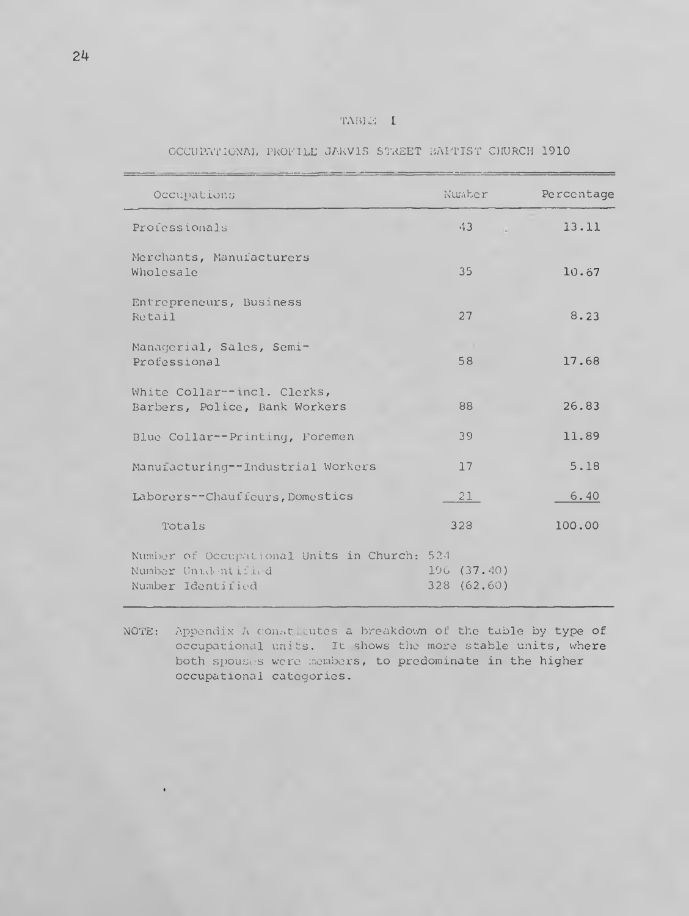TABLE I

OCCUPATIONAL PROFILE JARVIS STREET BAPTIST CHURCH 1910

| Occupations | Number | Percentage |
|---|---|---|
| Professionals | 43 | 13.11 |
| Merchants, Manufacturers Wholesale | 35 | 10.67 |
| Entrepreneurs, Business Retail | 27 | 8.23 |
| Managerial, Sales, Semi-Professional | 58 | 17.68 |
| White Collar--incl. Clerks, Barbers, Police, Bank Workers | 88 | 26.83 |
| Blue Collar--Printing, Foremen | 39 | 11.89 |
| Manufacturing--Industrial Workers | 17 | 5.18 |
| Laborers--Chauffeurs, Domestics | 21 | 6.40 |
| Totals | 328 | 100.00 |
| Number of Occupational Units in Church: 524 | | |
| Number Unidentified | 196 (37.40) | |
| Number Identified | 328 (62.60) | |

NOTE: Appendix A constitutes a breakdown of the table by type of occupational units. It shows the more stable units, where both spouses were members, to predominate in the higher occupational categories.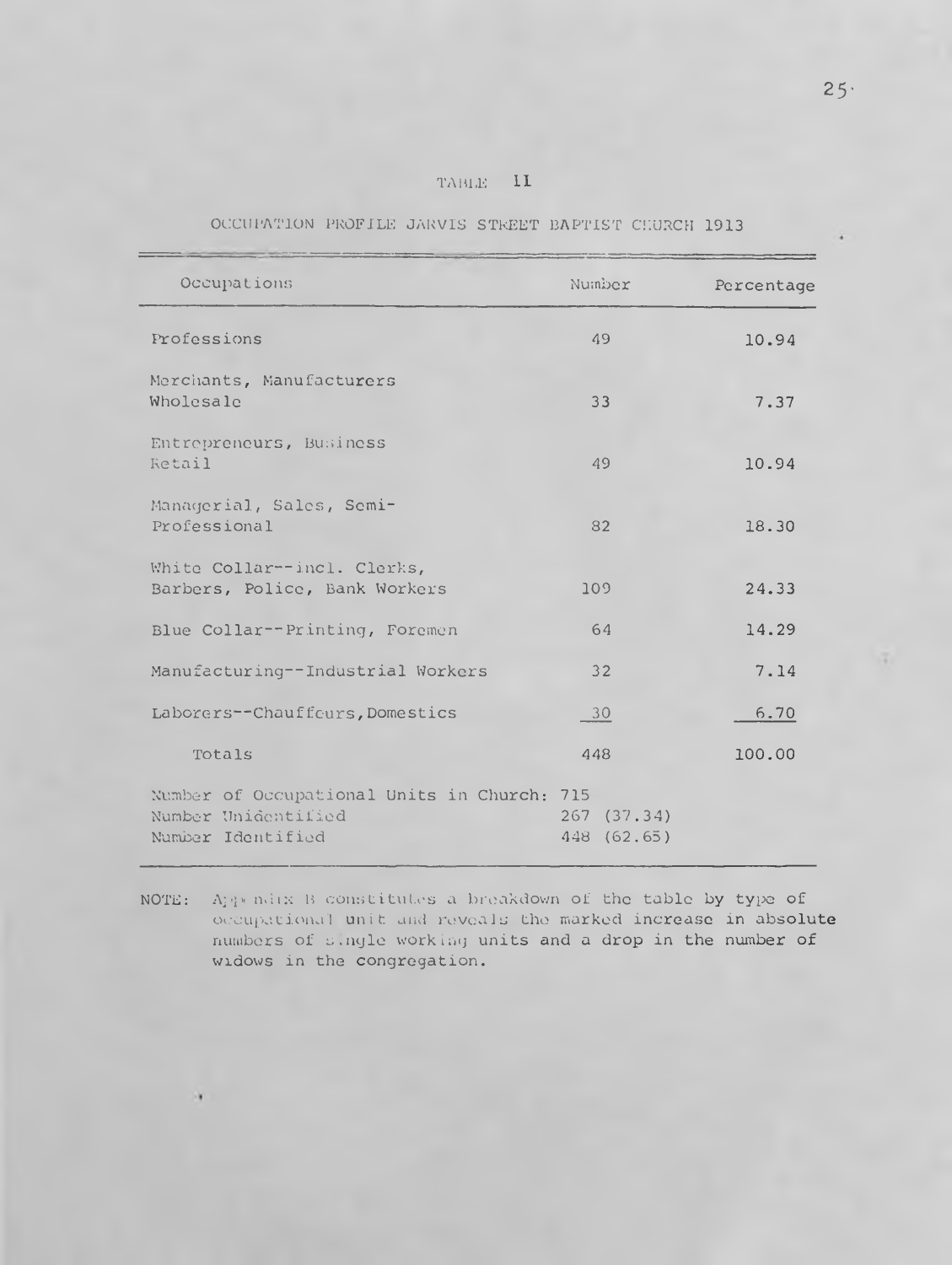TABLE II

OCCUPATION PROFILE JARVIS STREET BAPTIST CHURCH 1913

| Occupations | Number | Percentage |
|---|---|---|
| Professions | 49 | 10.94 |
| Merchants, Manufacturers Wholesale | 33 | 7.37 |
| Entrepreneurs, Business Retail | 49 | 10.94 |
| Managerial, Sales, Semi-Professional | 82 | 18.30 |
| White Collar--incl. Clerks, Barbers, Police, Bank Workers | 109 | 24.33 |
| Blue Collar--Printing, Foremen | 64 | 14.29 |
| Manufacturing--Industrial Workers | 32 | 7.14 |
| Laborers--Chauffeurs, Domestics | 30 | 6.70 |
| Totals | 448 | 100.00 |
| Number of Occupational Units in Church: | 715 | |
| Number Unidentified | 267 (37.34) | |
| Number Identified | 448 (62.65) | |

NOTE: Appendix B constitutes a breakdown of the table by type of occupational unit and reveals the marked increase in absolute numbers of single working units and a drop in the number of widows in the congregation.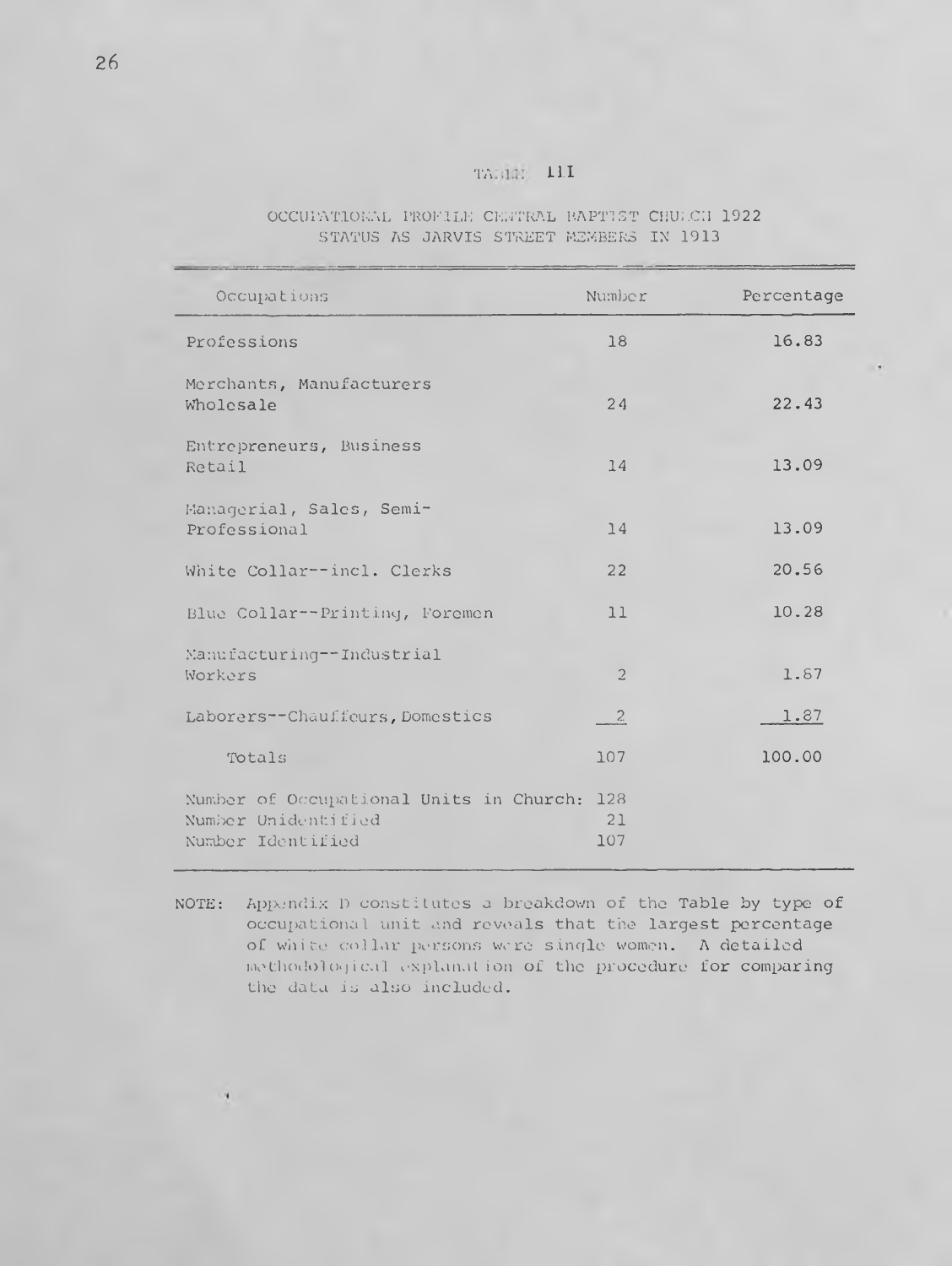TABLE III

OCCUPATIONAL PROFILE CENTRAL BAPTIST CHURCH 1922
STATUS AS JARVIS STREET MEMBERS IN 1913

| Occupations | Number | Percentage |
|---|---|---|
| Professions | 18 | 16.83 |
| Merchants, Manufacturers Wholesale | 24 | 22.43 |
| Entrepreneurs, Business Retail | 14 | 13.09 |
| Managerial, Sales, Semi-Professional | 14 | 13.09 |
| White Collar--incl. Clerks | 22 | 20.56 |
| Blue Collar--Printing, Foremen | 11 | 10.28 |
| Manufacturing--Industrial Workers | 2 | 1.87 |
| Laborers--Chauffeurs, Domestics | 2 | 1.87 |
| Totals | 107 | 100.00 |
| Number of Occupational Units in Church: | 128 | |
| Number Unidentified | 21 | |
| Number Identified | 107 | |

NOTE: Appendix D constitutes a breakdown of the Table by type of occupational unit and reveals that the largest percentage of white collar persons were single women. A detailed methodological explanation of the procedure for comparing the data is also included.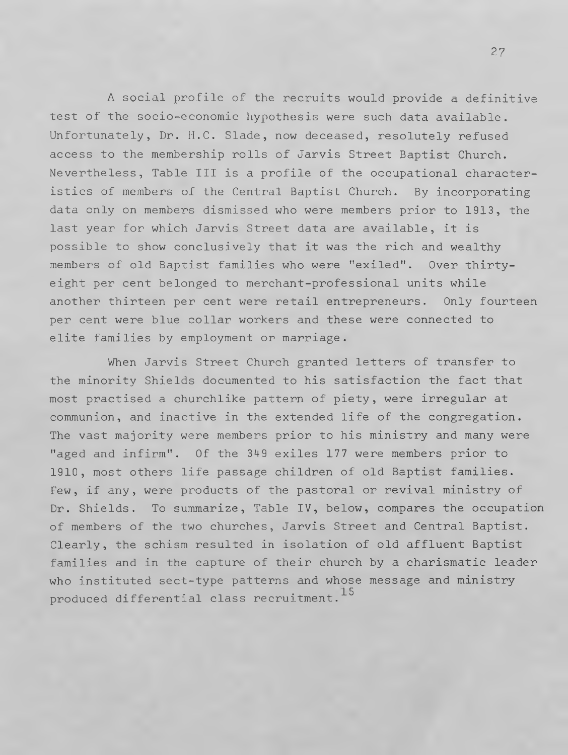A social profile of the recruits would provide a definitive test of the socio-economic hypothesis were such data available. Unfortunately, Dr. H.C. Slade, now deceased, resolutely refused access to the membership rolls of Jarvis Street Baptist Church. Nevertheless, Table III is a profile of the occupational characteristics of members of the Central Baptist Church. By incorporating data only on members dismissed who were members prior to 1913, the last year for which Jarvis Street data are available, it is possible to show conclusively that it was the rich and wealthy members of old Baptist families who were "exiled". Over thirty-eight per cent belonged to merchant-professional units while another thirteen per cent were retail entrepreneurs. Only fourteen per cent were blue collar workers and these were connected to elite families by employment or marriage.

When Jarvis Street Church granted letters of transfer to the minority Shields documented to his satisfaction the fact that most practised a churchlike pattern of piety, were irregular at communion, and inactive in the extended life of the congregation. The vast majority were members prior to his ministry and many were "aged and infirm". Of the 349 exiles 177 were members prior to 1910, most others life passage children of old Baptist families. Few, if any, were products of the pastoral or revival ministry of Dr. Shields. To summarize, Table IV, below, compares the occupation of members of the two churches, Jarvis Street and Central Baptist. Clearly, the schism resulted in isolation of old affluent Baptist families and in the capture of their church by a charismatic leader who instituted sect-type patterns and whose message and ministry produced differential class recruitment.[15]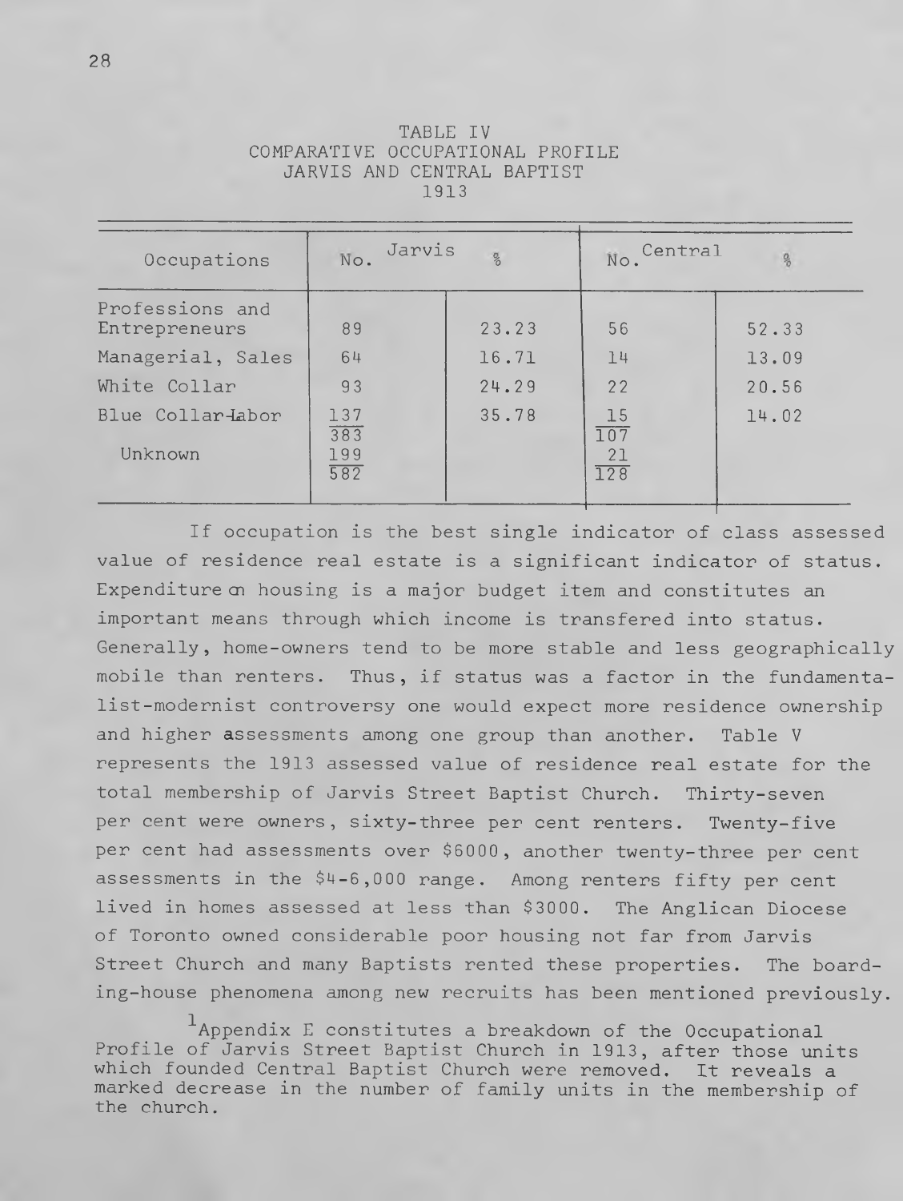TABLE IV
COMPARATIVE OCCUPATIONAL PROFILE
JARVIS AND CENTRAL BAPTIST
1913

| Occupations | Jarvis No. | Jarvis % | Central No. | Central % |
|---|---|---|---|---|
| Professions and Entrepreneurs | 89 | 23.23 | 56 | 52.33 |
| Managerial, Sales | 64 | 16.71 | 14 | 13.09 |
| White Collar | 93 | 24.29 | 22 | 20.56 |
| Blue Collar-Labor | 137 | 35.78 | 15 | 14.02 |
| | 383 | | 107 | |
| Unknown | 199 | | 21 | |
| | 582 | | 128 | |

If occupation is the best single indicator of class assessed value of residence real estate is a significant indicator of status. Expenditure on housing is a major budget item and constitutes an important means through which income is transfered into status. Generally, home-owners tend to be more stable and less geographically mobile than renters. Thus, if status was a factor in the fundamentalist-modernist controversy one would expect more residence ownership and higher assessments among one group than another. Table V represents the 1913 assessed value of residence real estate for the total membership of Jarvis Street Baptist Church. Thirty-seven per cent were owners, sixty-three per cent renters. Twenty-five per cent had assessments over $6000, another twenty-three per cent assessments in the $4-6,000 range. Among renters fifty per cent lived in homes assessed at less than $3000. The Anglican Diocese of Toronto owned considerable poor housing not far from Jarvis Street Church and many Baptists rented these properties. The boarding-house phenomena among new recruits has been mentioned previously.

[1] Appendix E constitutes a breakdown of the Occupational Profile of Jarvis Street Baptist Church in 1913, after those units which founded Central Baptist Church were removed. It reveals a marked decrease in the number of family units in the membership of the church.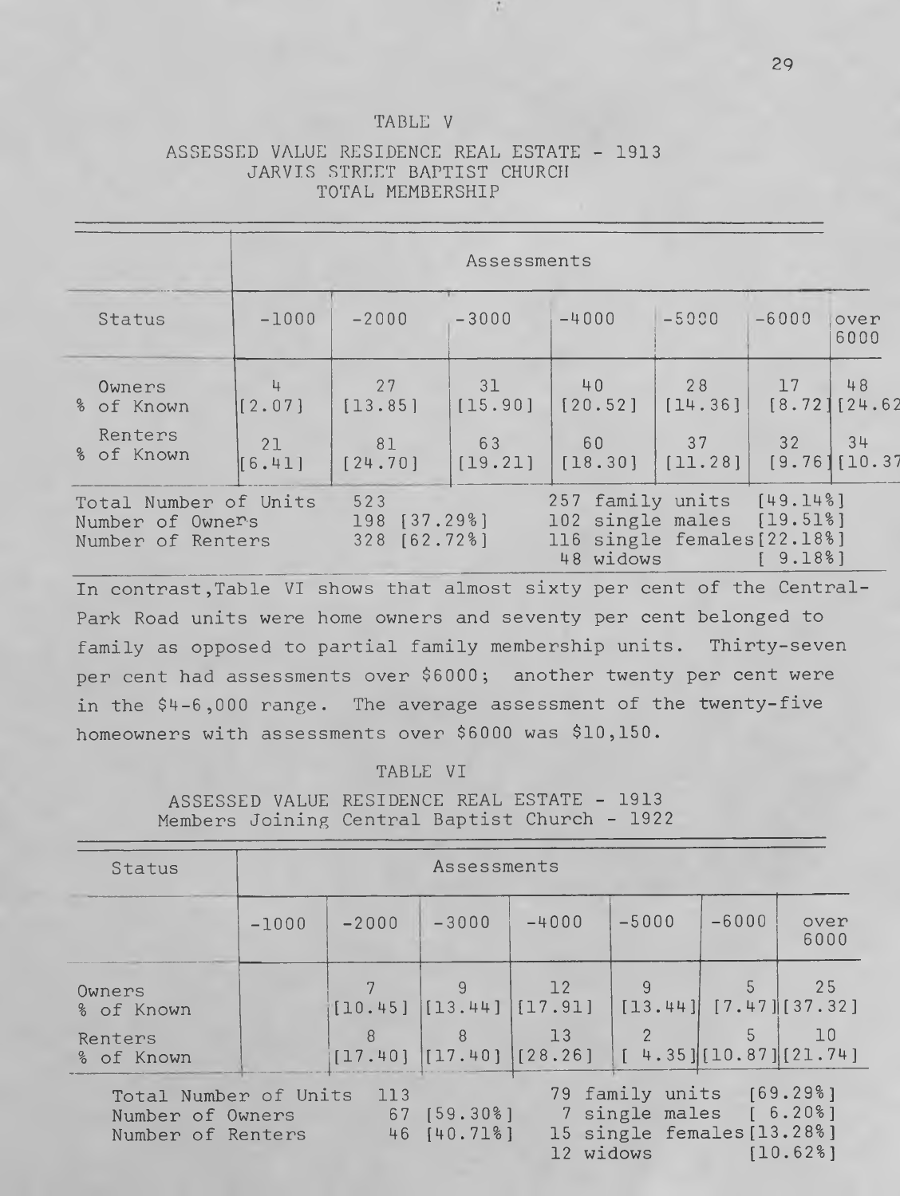TABLE V

ASSESSED VALUE RESIDENCE REAL ESTATE - 1913
JARVIS STREET BAPTIST CHURCH
TOTAL MEMBERSHIP

| Status | Assessments | | | | | | |
|---|---|---|---|---|---|---|---|
| | -1000 | -2000 | -3000 | -4000 | -5000 | -6000 | over 6000 |
| Owners<br>% of Known | 4<br>[2.07] | 27<br>[13.85] | 31<br>[15.90] | 40<br>[20.52] | 28<br>[14.36] | 17<br>[8.72] | 48<br>[24.62 |
| Renters<br>% of Known | 21<br>[6.41] | 81<br>[24.70] | 63<br>[19.21] | 60<br>[18.30] | 37<br>[11.28] | 32<br>[9.76] | 34<br>[10.37 |

| | | | |
|---|---|---|---|
| Total Number of Units | 523 | 257 family units | [49.14%] |
| Number of Owners | 198 [37.29%] | 102 single males | [19.51%] |
| Number of Renters | 328 [62.72%] | 116 single females | [22.18%] |
| | | 48 widows | [ 9.18%] |

In contrast, Table VI shows that almost sixty per cent of the Central-Park Road units were home owners and seventy per cent belonged to family as opposed to partial family membership units. Thirty-seven per cent had assessments over $6000; another twenty per cent were in the $4-6,000 range. The average assessment of the twenty-five homeowners with assessments over $6000 was $10,150.

TABLE VI

ASSESSED VALUE RESIDENCE REAL ESTATE - 1913
Members Joining Central Baptist Church - 1922

| Status | Assessments | | | | | | |
|---|---|---|---|---|---|---|---|
| | -1000 | -2000 | -3000 | -4000 | -5000 | -6000 | over 6000 |
| Owners<br>% of Known | | 7<br>[10.45] | 9<br>[13.44] | 12<br>[17.91] | 9<br>[13.44] | 5<br>[7.47] | 25<br>[37.32] |
| Renters<br>% of Known | | 8<br>[17.40] | 8<br>[17.40] | 13<br>[28.26] | 2<br>[ 4.35] | 5<br>[10.87] | 10<br>[21.74] |

| | | | |
|---|---|---|---|
| Total Number of Units | 113 | 79 family units | [69.29%] |
| Number of Owners | 67 [59.30%] | 7 single males | [ 6.20%] |
| Number of Renters | 46 [40.71%] | 15 single females | [13.28%] |
| | | 12 widows | [10.62%] |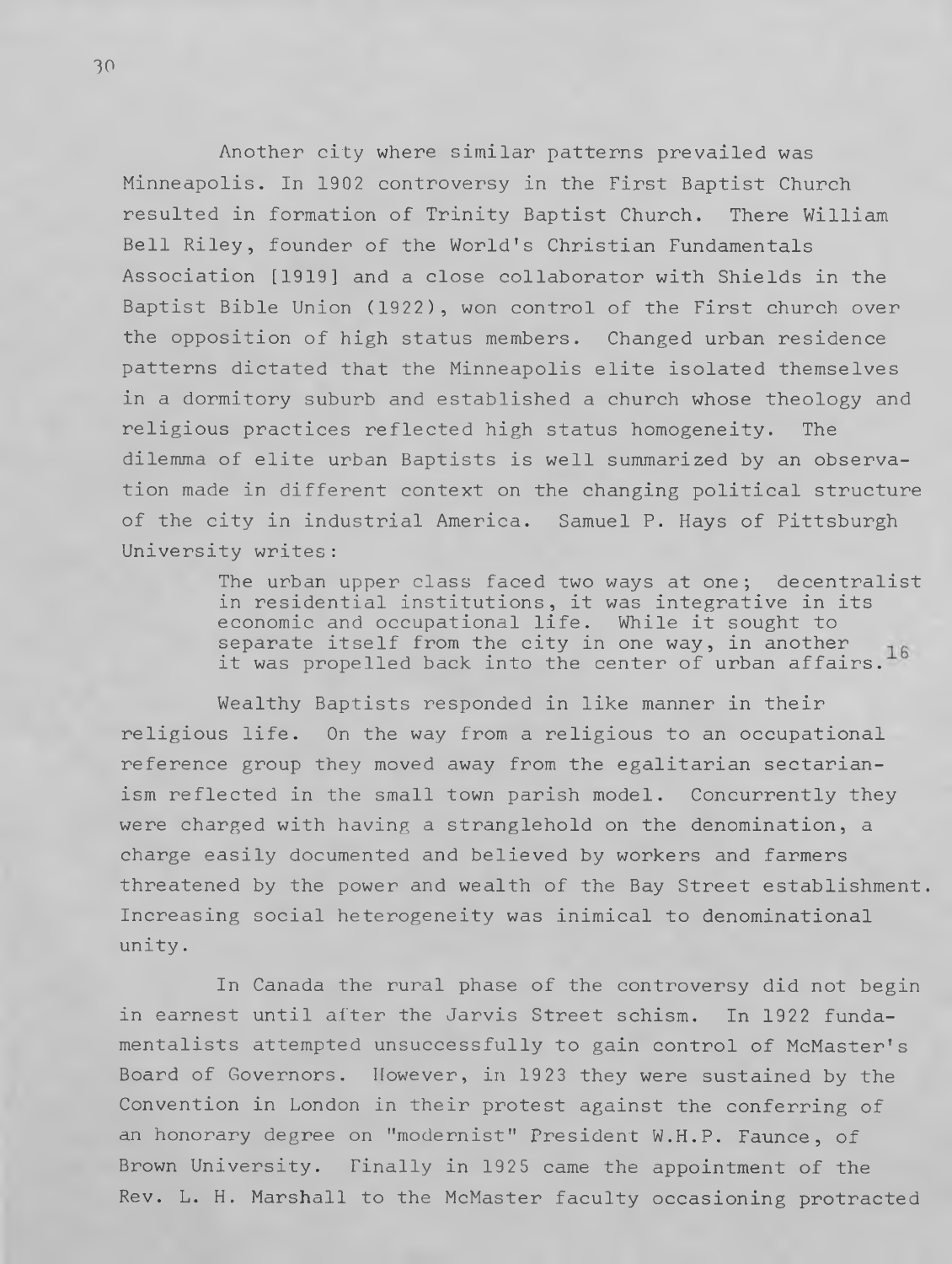Another city where similar patterns prevailed was Minneapolis. In 1902 controversy in the First Baptist Church resulted in formation of Trinity Baptist Church. There William Bell Riley, founder of the World's Christian Fundamentals Association [1919] and a close collaborator with Shields in the Baptist Bible Union (1922), won control of the First church over the opposition of high status members. Changed urban residence patterns dictated that the Minneapolis elite isolated themselves in a dormitory suburb and established a church whose theology and religious practices reflected high status homogeneity. The dilemma of elite urban Baptists is well summarized by an observation made in different context on the changing political structure of the city in industrial America. Samuel P. Hays of Pittsburgh University writes:

> The urban upper class faced two ways at one; decentralist in residential institutions, it was integrative in its economic and occupational life. While it sought to separate itself from the city in one way, in another it was propelled back into the center of urban affairs.[16]

Wealthy Baptists responded in like manner in their religious life. On the way from a religious to an occupational reference group they moved away from the egalitarian sectarianism reflected in the small town parish model. Concurrently they were charged with having a stranglehold on the denomination, a charge easily documented and believed by workers and farmers threatened by the power and wealth of the Bay Street establishment. Increasing social heterogeneity was inimical to denominational unity.

In Canada the rural phase of the controversy did not begin in earnest until after the Jarvis Street schism. In 1922 fundamentalists attempted unsuccessfully to gain control of McMaster's Board of Governors. However, in 1923 they were sustained by the Convention in London in their protest against the conferring of an honorary degree on "modernist" President W.H.P. Faunce, of Brown University. Finally in 1925 came the appointment of the Rev. L. H. Marshall to the McMaster faculty occasioning protracted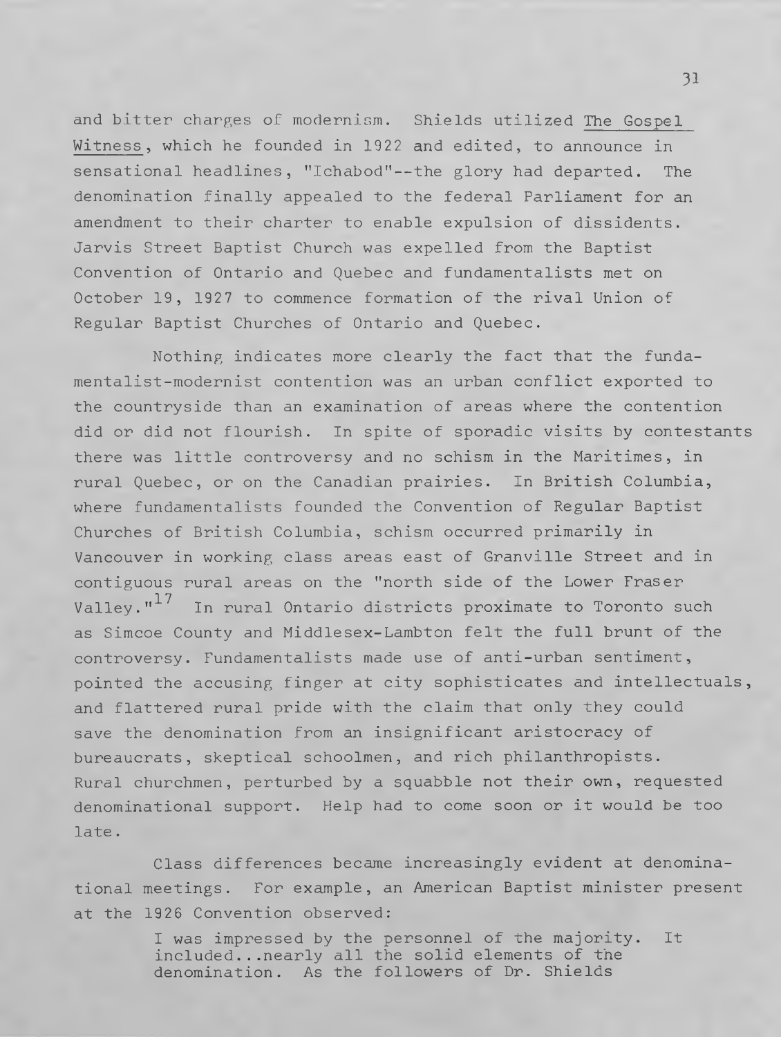and bitter charges of modernism. Shields utilized The Gospel Witness, which he founded in 1922 and edited, to announce in sensational headlines, "Ichabod"--the glory had departed. The denomination finally appealed to the federal Parliament for an amendment to their charter to enable expulsion of dissidents. Jarvis Street Baptist Church was expelled from the Baptist Convention of Ontario and Quebec and fundamentalists met on October 19, 1927 to commence formation of the rival Union of Regular Baptist Churches of Ontario and Quebec.

Nothing indicates more clearly the fact that the fundamentalist-modernist contention was an urban conflict exported to the countryside than an examination of areas where the contention did or did not flourish. In spite of sporadic visits by contestants there was little controversy and no schism in the Maritimes, in rural Quebec, or on the Canadian prairies. In British Columbia, where fundamentalists founded the Convention of Regular Baptist Churches of British Columbia, schism occurred primarily in Vancouver in working class areas east of Granville Street and in contiguous rural areas on the "north side of the Lower Fraser Valley."[17] In rural Ontario districts proximate to Toronto such as Simcoe County and Middlesex-Lambton felt the full brunt of the controversy. Fundamentalists made use of anti-urban sentiment, pointed the accusing finger at city sophisticates and intellectuals, and flattered rural pride with the claim that only they could save the denomination from an insignificant aristocracy of bureaucrats, skeptical schoolmen, and rich philanthropists. Rural churchmen, perturbed by a squabble not their own, requested denominational support. Help had to come soon or it would be too late.

Class differences became increasingly evident at denominational meetings. For example, an American Baptist minister present at the 1926 Convention observed:

> I was impressed by the personnel of the majority. It included...nearly all the solid elements of the denomination. As the followers of Dr. Shields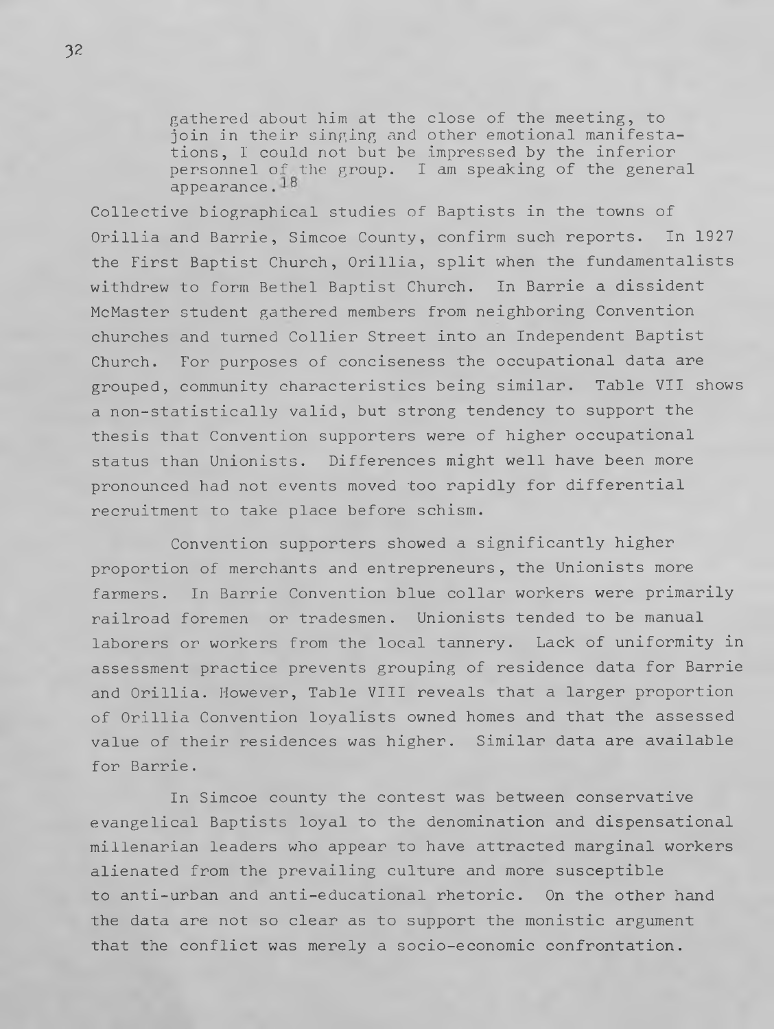> gathered about him at the close of the meeting, to join in their singing and other emotional manifestations, I could not but be impressed by the inferior personnel of the group. I am speaking of the general appearance.[18]

Collective biographical studies of Baptists in the towns of Orillia and Barrie, Simcoe County, confirm such reports. In 1927 the First Baptist Church, Orillia, split when the fundamentalists withdrew to form Bethel Baptist Church. In Barrie a dissident McMaster student gathered members from neighboring Convention churches and turned Collier Street into an Independent Baptist Church. For purposes of conciseness the occupational data are grouped, community characteristics being similar. Table VII shows a non-statistically valid, but strong tendency to support the thesis that Convention supporters were of higher occupational status than Unionists. Differences might well have been more pronounced had not events moved too rapidly for differential recruitment to take place before schism.

Convention supporters showed a significantly higher proportion of merchants and entrepreneurs, the Unionists more farmers. In Barrie Convention blue collar workers were primarily railroad foremen or tradesmen. Unionists tended to be manual laborers or workers from the local tannery. Lack of uniformity in assessment practice prevents grouping of residence data for Barrie and Orillia. However, Table VIII reveals that a larger proportion of Orillia Convention loyalists owned homes and that the assessed value of their residences was higher. Similar data are available for Barrie.

In Simcoe county the contest was between conservative evangelical Baptists loyal to the denomination and dispensational millenarian leaders who appear to have attracted marginal workers alienated from the prevailing culture and more susceptible to anti-urban and anti-educational rhetoric. On the other hand the data are not so clear as to support the monistic argument that the conflict was merely a socio-economic confrontation.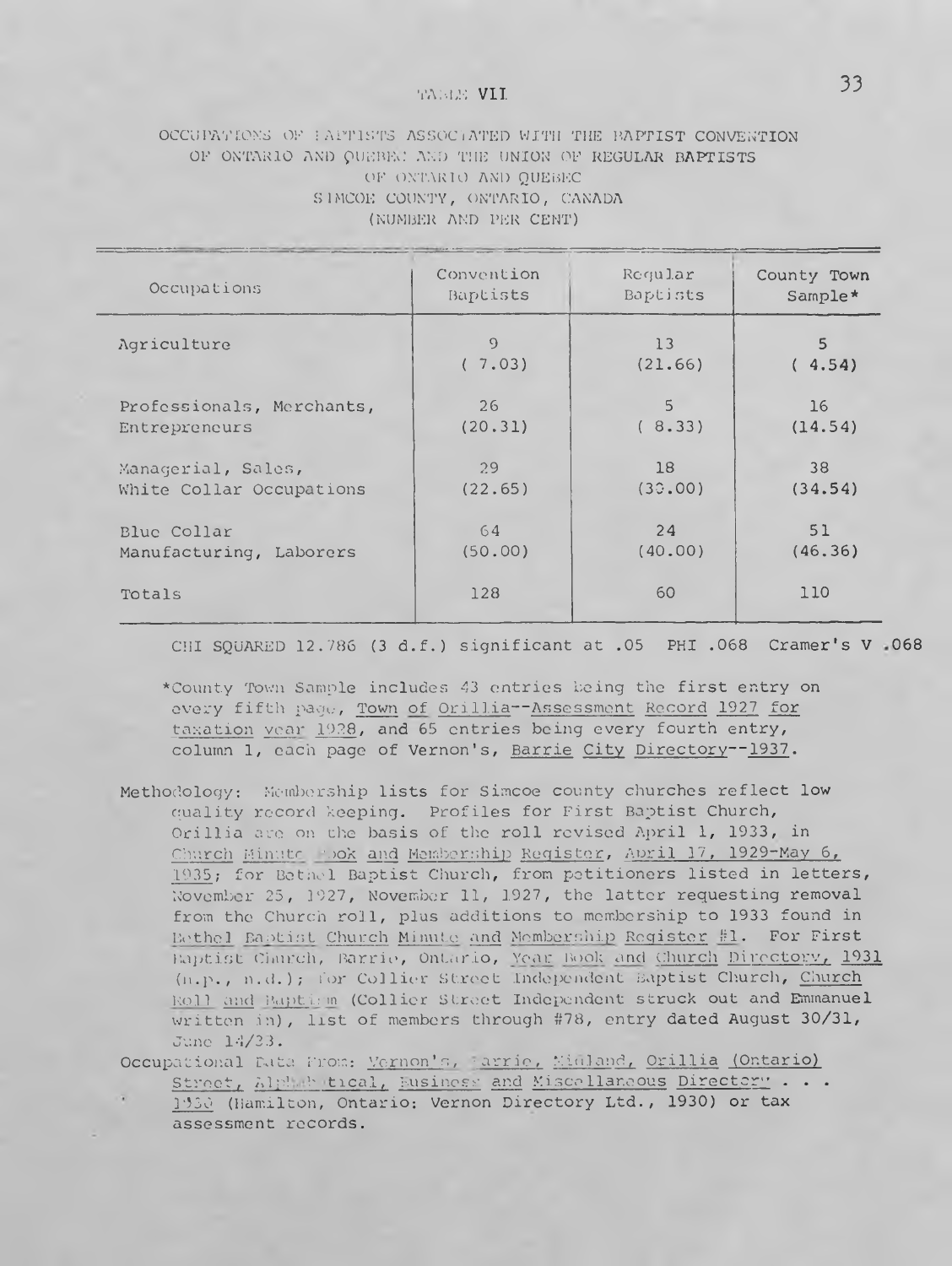TABLE VII

OCCUPATIONS OF BAPTISTS ASSOCIATED WITH THE BAPTIST CONVENTION OF ONTARIO AND QUEBEC AND THE UNION OF REGULAR BAPTISTS OF ONTARIO AND QUEBEC
SIMCOE COUNTY, ONTARIO, CANADA
(NUMBER AND PER CENT)

| Occupations | Convention Baptists | Regular Baptists | County Town Sample* |
|---|---|---|---|
| Agriculture | 9 (7.03) | 13 (21.66) | 5 (4.54) |
| Professionals, Merchants, Entrepreneurs | 26 (20.31) | 5 (8.33) | 16 (14.54) |
| Managerial, Sales, White Collar Occupations | 29 (22.65) | 18 (30.00) | 38 (34.54) |
| Blue Collar Manufacturing, Laborers | 64 (50.00) | 24 (40.00) | 51 (46.36) |
| Totals | 128 | 60 | 110 |

CHI SQUARED 12.786 (3 d.f.) significant at .05 PHI .068 Cramer's V .068

*County Town Sample includes 43 entries being the first entry on every fifth page, Town of Orillia--Assessment Record 1927 for taxation year 1928, and 65 entries being every fourth entry, column 1, each page of Vernon's, Barrie City Directory--1937.

Methodology: Membership lists for Simcoe county churches reflect low quality record keeping. Profiles for First Baptist Church, Orillia are on the basis of the roll revised April 1, 1933, in Church Minute Book and Membership Register, April 17, 1929-May 6, 1935; for Bethel Baptist Church, from petitioners listed in letters, November 25, 1927, November 11, 1927, the latter requesting removal from the Church roll, plus additions to membership to 1933 found in Bethel Baptist Church Minute and Membership Register #1. For First Baptist Church, Barrie, Ontario, Year Book and Church Directory, 1931 (n.p., n.d.); for Collier Street Independent Baptist Church, Church Roll and Baptism (Collier Street Independent struck out and Emmanuel written in), list of members through #78, entry dated August 30/31, June 14/33.

Occupational Data From: Vernon's, Barrie, Midland, Orillia (Ontario) Street, Alphabetical, Business and Miscellaneous Directory . . . 1930 (Hamilton, Ontario: Vernon Directory Ltd., 1930) or tax assessment records.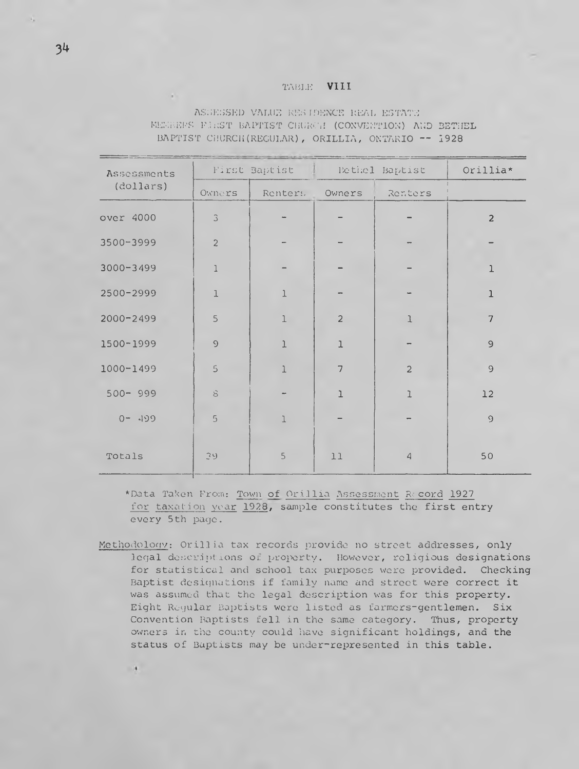TABLE VIII

ASSESSED VALUE RESIDENCE REAL ESTATE
MEMBERS FIRST BAPTIST CHURCH (CONVENTION) AND BETHEL
BAPTIST CHURCH(REGULAR), ORILLIA, ONTARIO -- 1928

| Assessments (dollars) | First Baptist | | Bethel Baptist | | Orillia* |
|---|---|---|---|---|---|
| | Owners | Renters | Owners | Renters | |
| over 4000 | 3 | - | - | - | 2 |
| 3500-3999 | 2 | - | - | - | - |
| 3000-3499 | 1 | - | - | - | 1 |
| 2500-2999 | 1 | 1 | - | - | 1 |
| 2000-2499 | 5 | 1 | 2 | 1 | 7 |
| 1500-1999 | 9 | 1 | 1 | - | 9 |
| 1000-1499 | 5 | 1 | 7 | 2 | 9 |
| 500- 999 | 8 | - | 1 | 1 | 12 |
| 0- 499 | 5 | 1 | - | - | 9 |
| Totals | 39 | 5 | 11 | 4 | 50 |

*Data Taken From: Town of Orillia Assessment Record 1927 for taxation year 1928, sample constitutes the first entry every 5th page.

Methodology: Orillia tax records provide no street addresses, only legal descriptions of property. However, religious designations for statistical and school tax purposes were provided. Checking Baptist designations if family name and street were correct it was assumed that the legal description was for this property. Eight Regular Baptists were listed as farmers-gentlemen. Six Convention Baptists fell in the same category. Thus, property owners in the county could have significant holdings, and the status of Baptists may be under-represented in this table.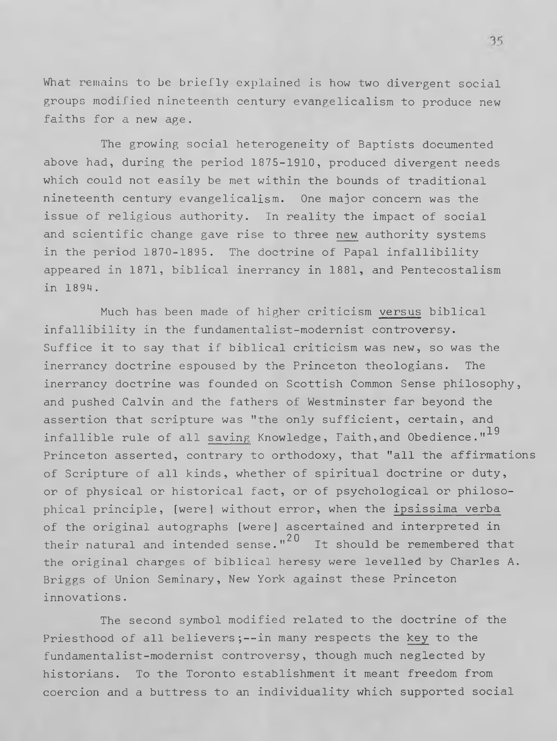What remains to be briefly explained is how two divergent social groups modified nineteenth century evangelicalism to produce new faiths for a new age.

The growing social heterogeneity of Baptists documented above had, during the period 1875-1910, produced divergent needs which could not easily be met within the bounds of traditional nineteenth century evangelicalism. One major concern was the issue of religious authority. In reality the impact of social and scientific change gave rise to three _new_ authority systems in the period 1870-1895. The doctrine of Papal infallibility appeared in 1871, biblical inerrancy in 1881, and Pentecostalism in 1894.

Much has been made of higher criticism _versus_ biblical infallibility in the fundamentalist-modernist controversy. Suffice it to say that if biblical criticism was new, so was the inerrancy doctrine espoused by the Princeton theologians. The inerrancy doctrine was founded on Scottish Common Sense philosophy, and pushed Calvin and the fathers of Westminster far beyond the assertion that scripture was "the only sufficient, certain, and infallible rule of all _saving_ Knowledge, Faith, and Obedience."[19] Princeton asserted, contrary to orthodoxy, that "all the affirmations of Scripture of all kinds, whether of spiritual doctrine or duty, or of physical or historical fact, or of psychological or philosophical principle, [were] without error, when the _ipsissima verba_ of the original autographs [were] ascertained and interpreted in their natural and intended sense."[20] It should be remembered that the original charges of biblical heresy were levelled by Charles A. Briggs of Union Seminary, New York against these Princeton innovations.

The second symbol modified related to the doctrine of the Priesthood of all believers;--in many respects the _key_ to the fundamentalist-modernist controversy, though much neglected by historians. To the Toronto establishment it meant freedom from coercion and a buttress to an individuality which supported social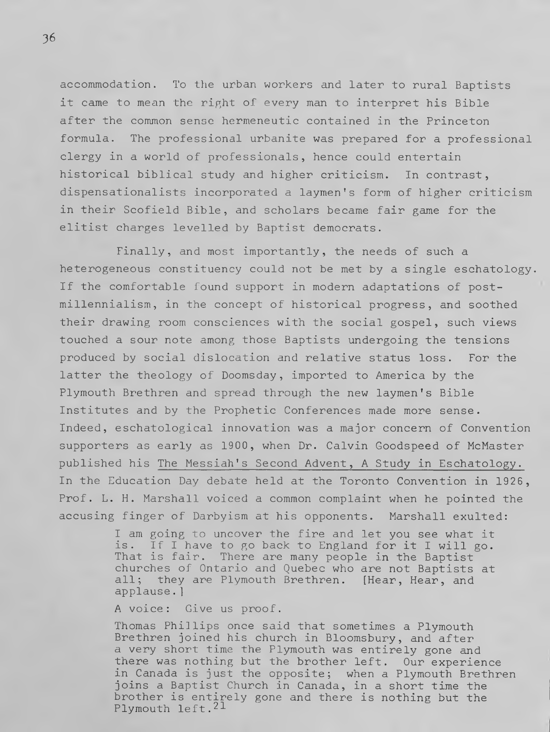accommodation. To the urban workers and later to rural Baptists it came to mean the right of every man to interpret his Bible after the common sense hermeneutic contained in the Princeton formula. The professional urbanite was prepared for a professional clergy in a world of professionals, hence could entertain historical biblical study and higher criticism. In contrast, dispensationalists incorporated a laymen's form of higher criticism in their Scofield Bible, and scholars became fair game for the elitist charges levelled by Baptist democrats.

Finally, and most importantly, the needs of such a heterogeneous constituency could not be met by a single eschatology. If the comfortable found support in modern adaptations of post-millennialism, in the concept of historical progress, and soothed their drawing room consciences with the social gospel, such views touched a sour note among those Baptists undergoing the tensions produced by social dislocation and relative status loss. For the latter the theology of Doomsday, imported to America by the Plymouth Brethren and spread through the new laymen's Bible Institutes and by the Prophetic Conferences made more sense. Indeed, eschatological innovation was a major concern of Convention supporters as early as 1900, when Dr. Calvin Goodspeed of McMaster published his The Messiah's Second Advent, A Study in Eschatology. In the Education Day debate held at the Toronto Convention in 1926, Prof. L. H. Marshall voiced a common complaint when he pointed the accusing finger of Darbyism at his opponents. Marshall exulted:

> I am going to uncover the fire and let you see what it is. If I have to go back to England for it I will go. That is fair. There are many people in the Baptist churches of Ontario and Quebec who are not Baptists at all; they are Plymouth Brethren. [Hear, Hear, and applause.]
>
> A voice: Give us proof.
>
> Thomas Phillips once said that sometimes a Plymouth Brethren joined his church in Bloomsbury, and after a very short time the Plymouth was entirely gone and there was nothing but the brother left. Our experience in Canada is just the opposite; when a Plymouth Brethren joins a Baptist Church in Canada, in a short time the brother is entirely gone and there is nothing but the Plymouth left.[21]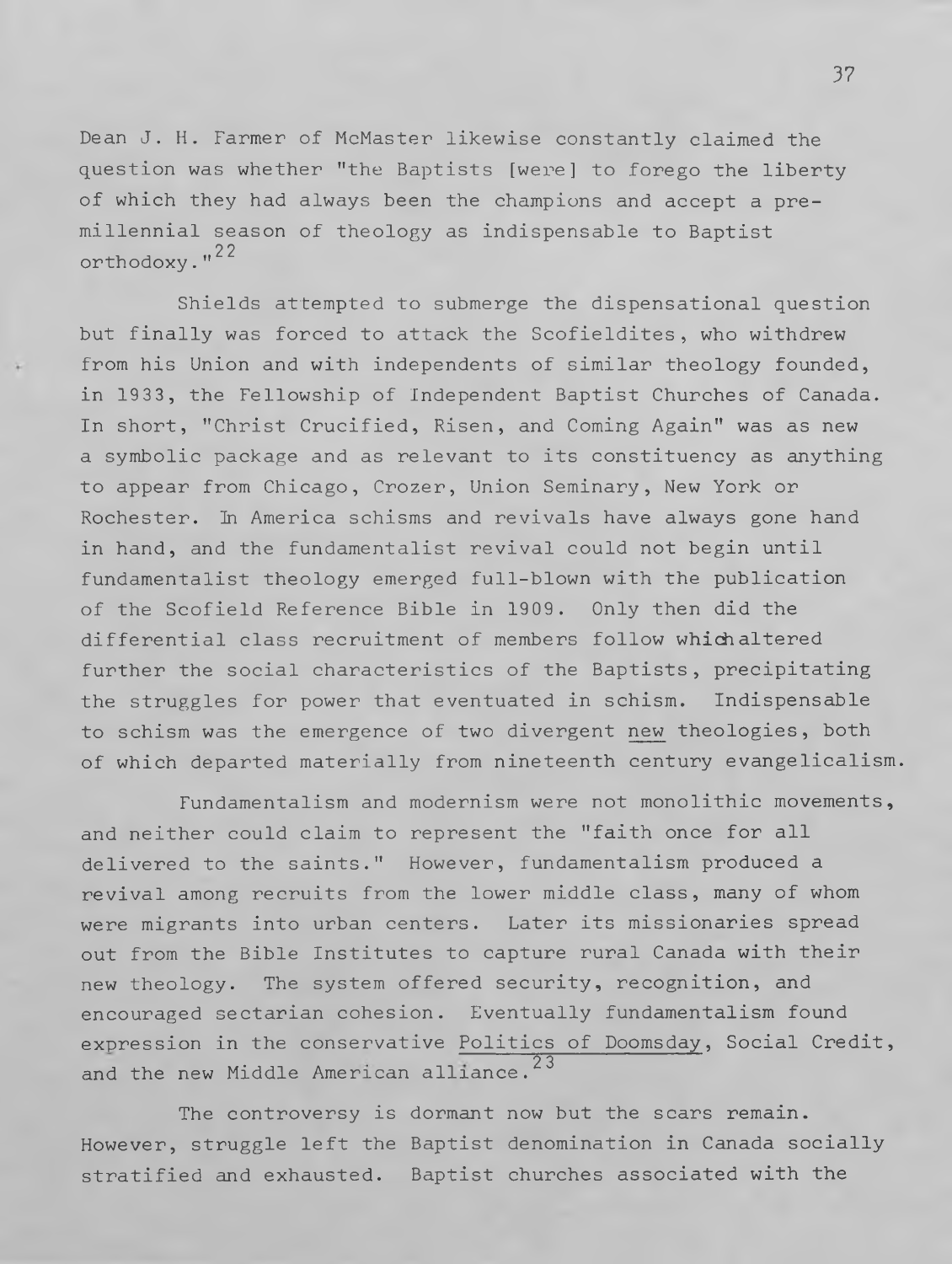Dean J. H. Farmer of McMaster likewise constantly claimed the question was whether "the Baptists [were] to forego the liberty of which they had always been the champions and accept a pre-millennial season of theology as indispensable to Baptist orthodoxy."[22]

Shields attempted to submerge the dispensational question but finally was forced to attack the Scofieldites, who withdrew from his Union and with independents of similar theology founded, in 1933, the Fellowship of Independent Baptist Churches of Canada. In short, "Christ Crucified, Risen, and Coming Again" was as new a symbolic package and as relevant to its constituency as anything to appear from Chicago, Crozer, Union Seminary, New York or Rochester. In America schisms and revivals have always gone hand in hand, and the fundamentalist revival could not begin until fundamentalist theology emerged full-blown with the publication of the Scofield Reference Bible in 1909. Only then did the differential class recruitment of members follow which altered further the social characteristics of the Baptists, precipitating the struggles for power that eventuated in schism. Indispensable to schism was the emergence of two divergent <u>new</u> theologies, both of which departed materially from nineteenth century evangelicalism.

Fundamentalism and modernism were not monolithic movements, and neither could claim to represent the "faith once for all delivered to the saints." However, fundamentalism produced a revival among recruits from the lower middle class, many of whom were migrants into urban centers. Later its missionaries spread out from the Bible Institutes to capture rural Canada with their new theology. The system offered security, recognition, and encouraged sectarian cohesion. Eventually fundamentalism found expression in the conservative <u>Politics of Doomsday</u>, Social Credit, and the new Middle American alliance.[23]

The controversy is dormant now but the scars remain. However, struggle left the Baptist denomination in Canada socially stratified and exhausted. Baptist churches associated with the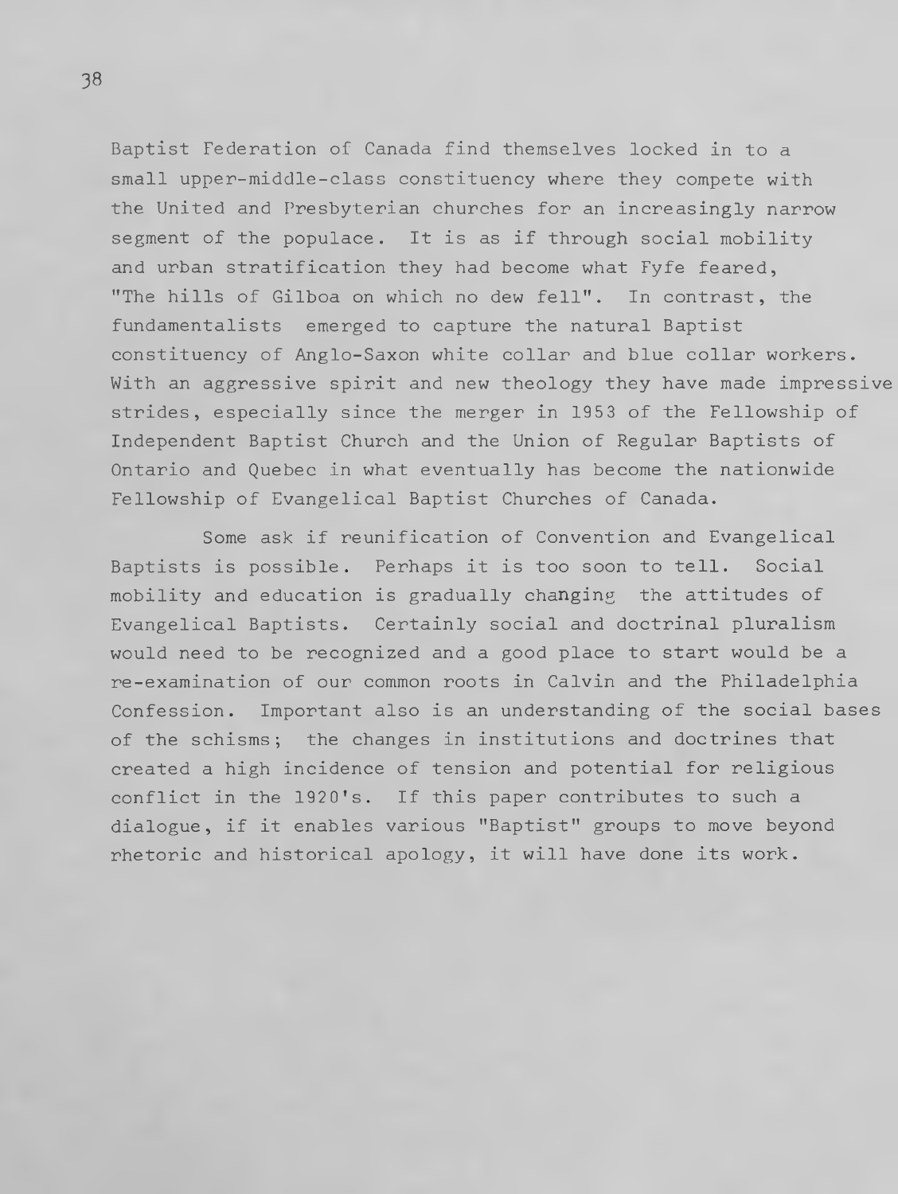Baptist Federation of Canada find themselves locked in to a small upper-middle-class constituency where they compete with the United and Presbyterian churches for an increasingly narrow segment of the populace. It is as if through social mobility and urban stratification they had become what Fyfe feared, "The hills of Gilboa on which no dew fell". In contrast, the fundamentalists emerged to capture the natural Baptist constituency of Anglo-Saxon white collar and blue collar workers. With an aggressive spirit and new theology they have made impressive strides, especially since the merger in 1953 of the Fellowship of Independent Baptist Church and the Union of Regular Baptists of Ontario and Quebec in what eventually has become the nationwide Fellowship of Evangelical Baptist Churches of Canada.

Some ask if reunification of Convention and Evangelical Baptists is possible. Perhaps it is too soon to tell. Social mobility and education is gradually changing the attitudes of Evangelical Baptists. Certainly social and doctrinal pluralism would need to be recognized and a good place to start would be a re-examination of our common roots in Calvin and the Philadelphia Confession. Important also is an understanding of the social bases of the schisms; the changes in institutions and doctrines that created a high incidence of tension and potential for religious conflict in the 1920's. If this paper contributes to such a dialogue, if it enables various "Baptist" groups to move beyond rhetoric and historical apology, it will have done its work.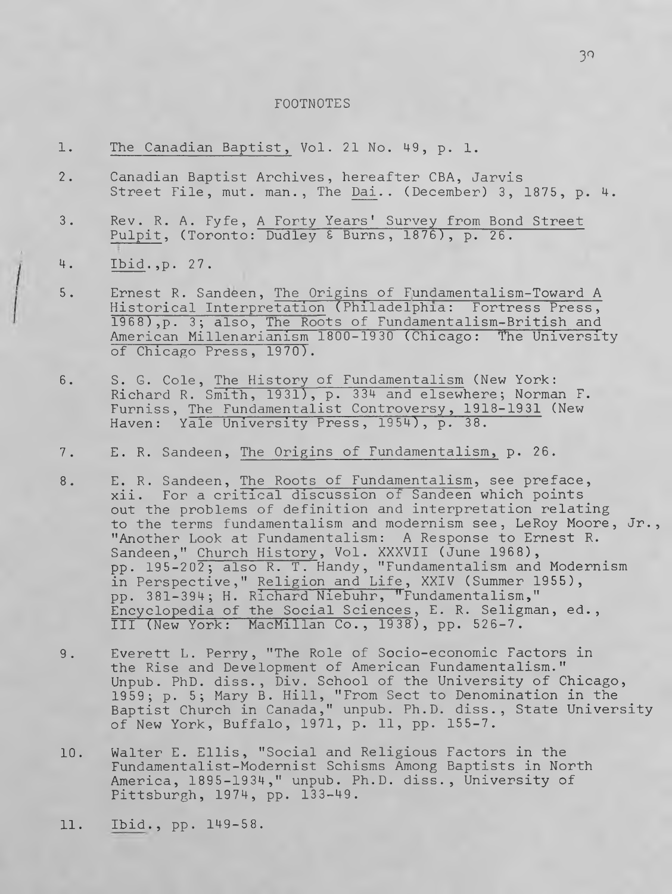# FOOTNOTES

1. The Canadian Baptist, Vol. 21 No. 49, p. 1.

2. Canadian Baptist Archives, hereafter CBA, Jarvis Street File, mut. man., The Dai.. (December) 3, 1875, p. 4.

3. Rev. R. A. Fyfe, A Forty Years' Survey from Bond Street Pulpit, (Toronto: Dudley & Burns, 1876), p. 26.

4. Ibid.,p. 27.

5. Ernest R. Sandeen, The Origins of Fundamentalism-Toward A Historical Interpretation (Philadelphia: Fortress Press, 1968),p. 3; also, The Roots of Fundamentalism-British and American Millenarianism 1800-1930 (Chicago: The University of Chicago Press, 1970).

6. S. G. Cole, The History of Fundamentalism (New York: Richard R. Smith, 1931), p. 334 and elsewhere; Norman F. Furniss, The Fundamentalist Controversy, 1918-1931 (New Haven: Yale University Press, 1954), p. 38.

7. E. R. Sandeen, The Origins of Fundamentalism, p. 26.

8. E. R. Sandeen, The Roots of Fundamentalism, see preface, xii. For a critical discussion of Sandeen which points out the problems of definition and interpretation relating to the terms fundamentalism and modernism see, LeRoy Moore, Jr., "Another Look at Fundamentalism: A Response to Ernest R. Sandeen," Church History, Vol. XXXVII (June 1968), pp. 195-202; also R. T. Handy, "Fundamentalism and Modernism in Perspective," Religion and Life, XXIV (Summer 1955), pp. 381-394; H. Richard Niebuhr, "Fundamentalism," Encyclopedia of the Social Sciences, E. R. Seligman, ed., III (New York: MacMillan Co., 1938), pp. 526-7.

9. Everett L. Perry, "The Role of Socio-economic Factors in the Rise and Development of American Fundamentalism." Unpub. PhD. diss., Div. School of the University of Chicago, 1959; p. 5; Mary B. Hill, "From Sect to Denomination in the Baptist Church in Canada," unpub. Ph.D. diss., State University of New York, Buffalo, 1971, p. 11, pp. 155-7.

10. Walter E. Ellis, "Social and Religious Factors in the Fundamentalist-Modernist Schisms Among Baptists in North America, 1895-1934," unpub. Ph.D. diss., University of Pittsburgh, 1974, pp. 133-49.

11. Ibid., pp. 149-58.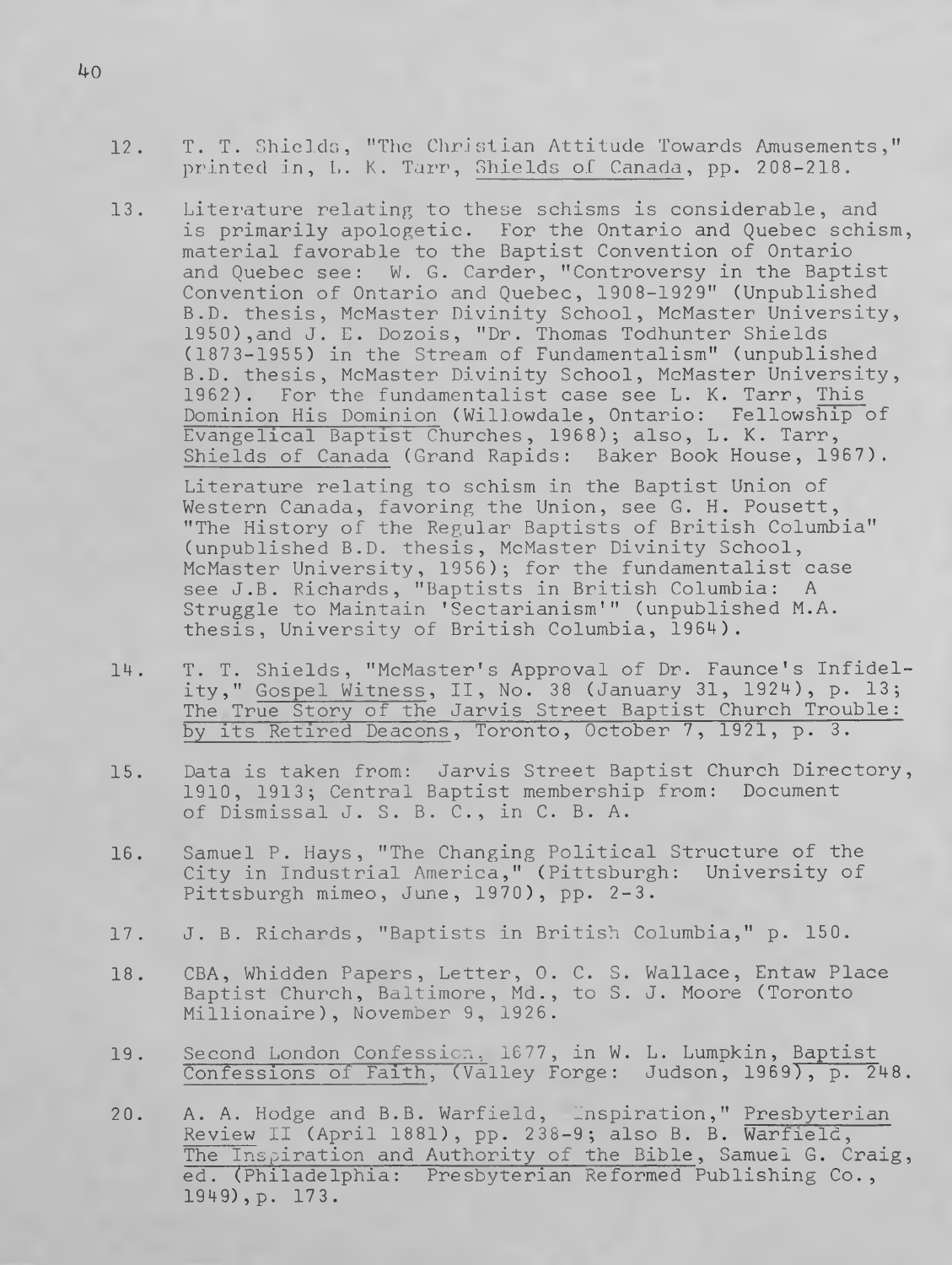12. T. T. Shields, "The Christian Attitude Towards Amusements," printed in, L. K. Tarr, Shields of Canada, pp. 208-218.

13. Literature relating to these schisms is considerable, and is primarily apologetic. For the Ontario and Quebec schism, material favorable to the Baptist Convention of Ontario and Quebec see: W. G. Carder, "Controversy in the Baptist Convention of Ontario and Quebec, 1908-1929" (Unpublished B.D. thesis, McMaster Divinity School, McMaster University, 1950),and J. E. Dozois, "Dr. Thomas Todhunter Shields (1873-1955) in the Stream of Fundamentalism" (unpublished B.D. thesis, McMaster Divinity School, McMaster University, 1962). For the fundamentalist case see L. K. Tarr, This Dominion His Dominion (Willowdale, Ontario: Fellowship of Evangelical Baptist Churches, 1968); also, L. K. Tarr, Shields of Canada (Grand Rapids: Baker Book House, 1967).

    Literature relating to schism in the Baptist Union of Western Canada, favoring the Union, see G. H. Pousett, "The History of the Regular Baptists of British Columbia" (unpublished B.D. thesis, McMaster Divinity School, McMaster University, 1956); for the fundamentalist case see J.B. Richards, "Baptists in British Columbia: A Struggle to Maintain 'Sectarianism'" (unpublished M.A. thesis, University of British Columbia, 1964).

14. T. T. Shields, "McMaster's Approval of Dr. Faunce's Infidelity," Gospel Witness, II, No. 38 (January 31, 1924), p. 13; The True Story of the Jarvis Street Baptist Church Trouble: by its Retired Deacons, Toronto, October 7, 1921, p. 3.

15. Data is taken from: Jarvis Street Baptist Church Directory, 1910, 1913; Central Baptist membership from: Document of Dismissal J. S. B. C., in C. B. A.

16. Samuel P. Hays, "The Changing Political Structure of the City in Industrial America," (Pittsburgh: University of Pittsburgh mimeo, June, 1970), pp. 2-3.

17. J. B. Richards, "Baptists in British Columbia," p. 150.

18. CBA, Whidden Papers, Letter, O. C. S. Wallace, Entaw Place Baptist Church, Baltimore, Md., to S. J. Moore (Toronto Millionaire), November 9, 1926.

19. Second London Confession, 1677, in W. L. Lumpkin, Baptist Confessions of Faith, (Valley Forge: Judson, 1969), p. 248.

20. A. A. Hodge and B.B. Warfield, "Inspiration," Presbyterian Review II (April 1881), pp. 238-9; also B. B. Warfield, The Inspiration and Authority of the Bible, Samuel G. Craig, ed. (Philadelphia: Presbyterian Reformed Publishing Co., 1949), p. 173.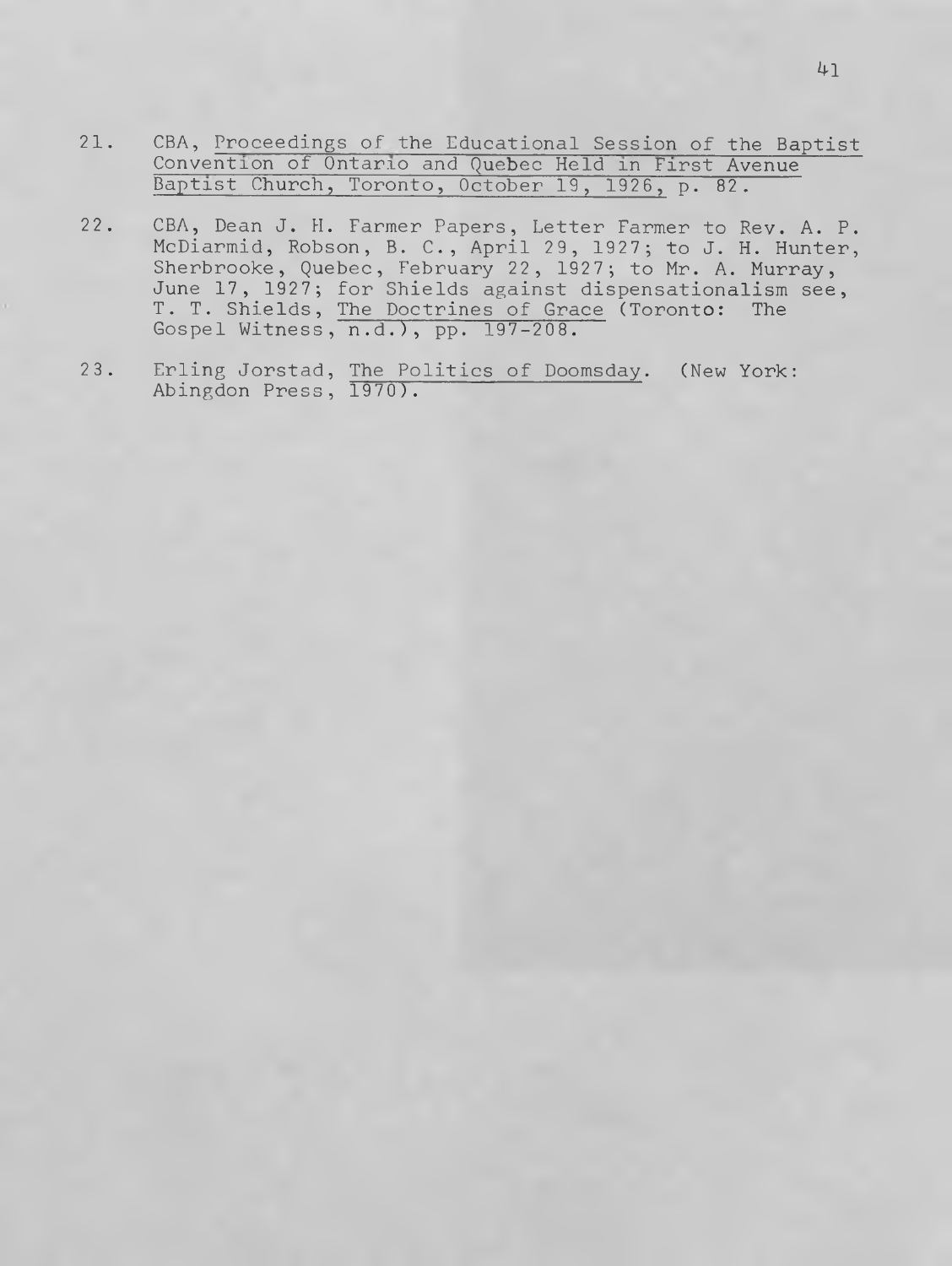21. CBA, Proceedings of the Educational Session of the Baptist Convention of Ontario and Quebec Held in First Avenue Baptist Church, Toronto, October 19, 1926, p. 82.

22. CBA, Dean J. H. Farmer Papers, Letter Farmer to Rev. A. P. McDiarmid, Robson, B. C., April 29, 1927; to J. H. Hunter, Sherbrooke, Quebec, February 22, 1927; to Mr. A. Murray, June 17, 1927; for Shields against dispensationalism see, T. T. Shields, The Doctrines of Grace (Toronto: The Gospel Witness, n.d.), pp. 197-208.

23. Erling Jorstad, The Politics of Doomsday. (New York: Abingdon Press, 1970).